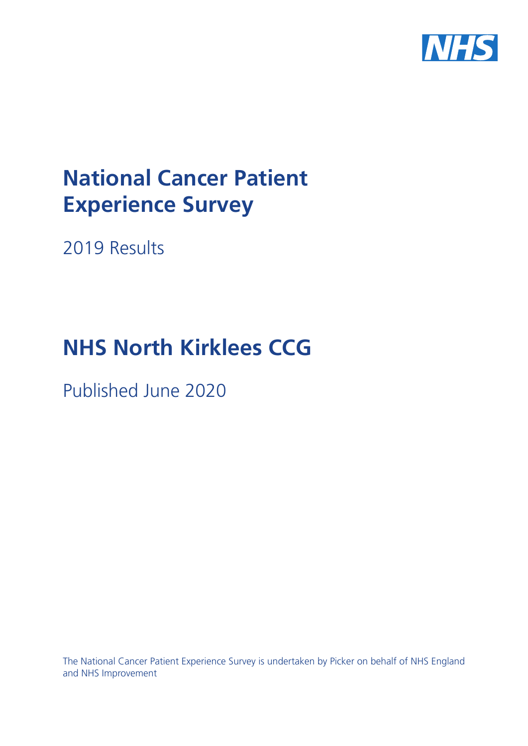# National Cancer Patient Experience Survey

2019 Results

# NHS North Kirklees CCG

Published June 2020

The National Cancer Patient Experience Survey is undertaken by Picker on behalf of NHS England and NHS Improvement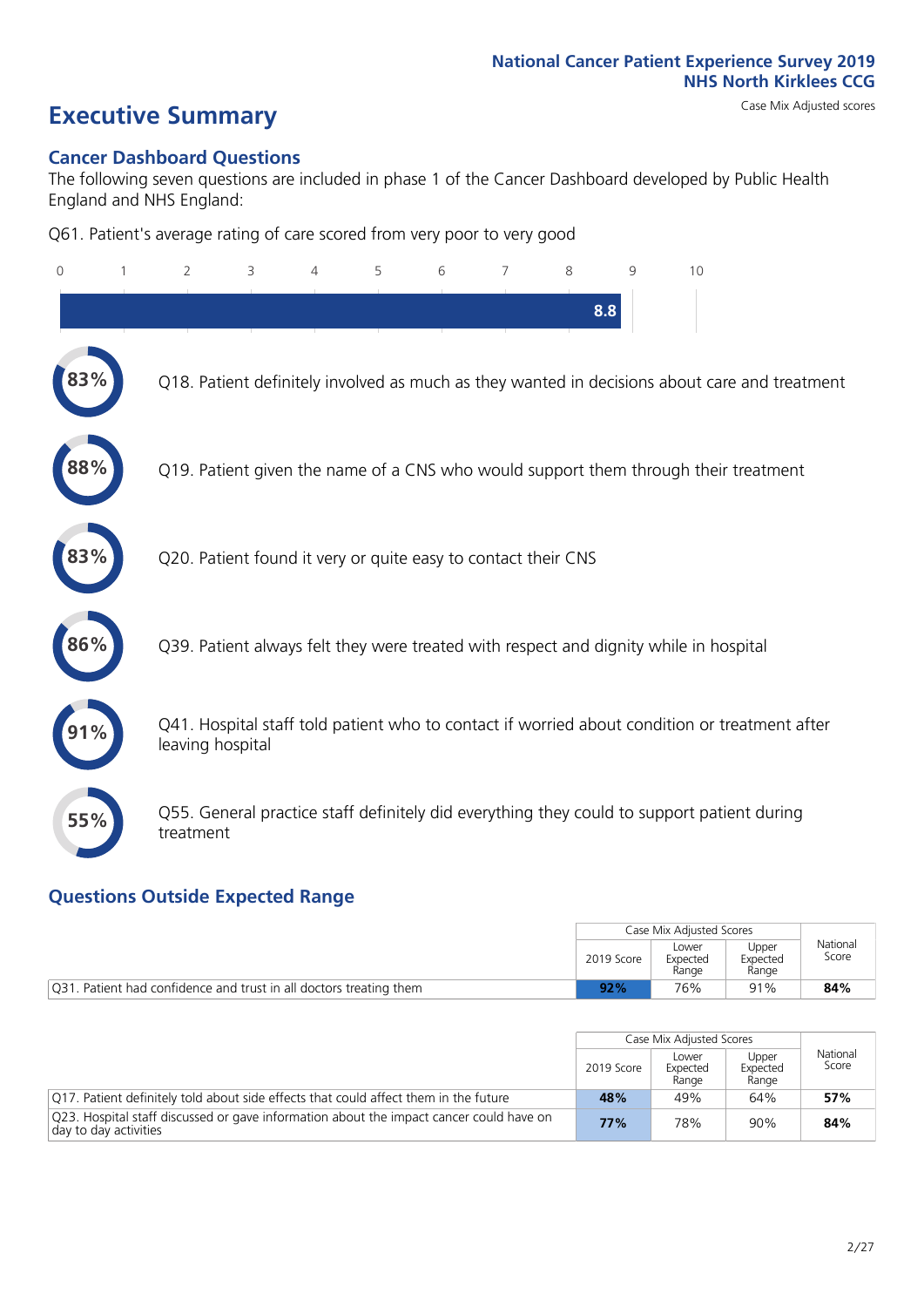National Cancer Patient Experience Survey 2019
NHS North Kirklees CCG

# Executive Summary

Case Mix Adjusted scores

## Cancer Dashboard Questions

The following seven questions are included in phase 1 of the Cancer Dashboard developed by Public Health England and NHS England:

Q61. Patient's average rating of care scored from very poor to very good

8.8

- 83% — Q18. Patient definitely involved as much as they wanted in decisions about care and treatment
- 88% — Q19. Patient given the name of a CNS who would support them through their treatment
- 83% — Q20. Patient found it very or quite easy to contact their CNS
- 86% — Q39. Patient always felt they were treated with respect and dignity while in hospital
- 91% — Q41. Hospital staff told patient who to contact if worried about condition or treatment after leaving hospital
- 55% — Q55. General practice staff definitely did everything they could to support patient during treatment

## Questions Outside Expected Range

| | Case Mix Adjusted Scores | | | National Score |
|---|---|---|---|---|
| | 2019 Score | Lower Expected Range | Upper Expected Range | |
| Q31. Patient had confidence and trust in all doctors treating them | **92%** | 76% | 91% | **84%** |

| | Case Mix Adjusted Scores | | | National Score |
|---|---|---|---|---|
| | 2019 Score | Lower Expected Range | Upper Expected Range | |
| Q17. Patient definitely told about side effects that could affect them in the future | **48%** | 49% | 64% | **57%** |
| Q23. Hospital staff discussed or gave information about the impact cancer could have on day to day activities | **77%** | 78% | 90% | **84%** |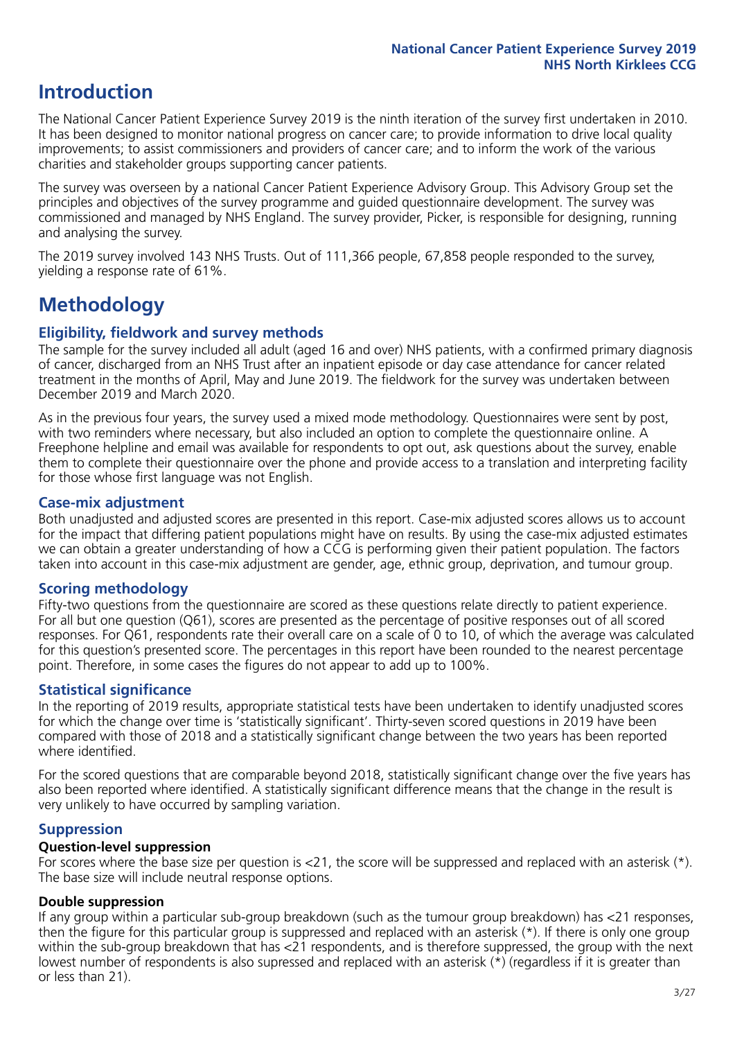# Introduction

The National Cancer Patient Experience Survey 2019 is the ninth iteration of the survey first undertaken in 2010. It has been designed to monitor national progress on cancer care; to provide information to drive local quality improvements; to assist commissioners and providers of cancer care; and to inform the work of the various charities and stakeholder groups supporting cancer patients.

The survey was overseen by a national Cancer Patient Experience Advisory Group. This Advisory Group set the principles and objectives of the survey programme and guided questionnaire development. The survey was commissioned and managed by NHS England. The survey provider, Picker, is responsible for designing, running and analysing the survey.

The 2019 survey involved 143 NHS Trusts. Out of 111,366 people, 67,858 people responded to the survey, yielding a response rate of 61%.

# Methodology

## Eligibility, fieldwork and survey methods

The sample for the survey included all adult (aged 16 and over) NHS patients, with a confirmed primary diagnosis of cancer, discharged from an NHS Trust after an inpatient episode or day case attendance for cancer related treatment in the months of April, May and June 2019. The fieldwork for the survey was undertaken between December 2019 and March 2020.

As in the previous four years, the survey used a mixed mode methodology. Questionnaires were sent by post, with two reminders where necessary, but also included an option to complete the questionnaire online. A Freephone helpline and email was available for respondents to opt out, ask questions about the survey, enable them to complete their questionnaire over the phone and provide access to a translation and interpreting facility for those whose first language was not English.

## Case-mix adjustment

Both unadjusted and adjusted scores are presented in this report. Case-mix adjusted scores allows us to account for the impact that differing patient populations might have on results. By using the case-mix adjusted estimates we can obtain a greater understanding of how a CCG is performing given their patient population. The factors taken into account in this case-mix adjustment are gender, age, ethnic group, deprivation, and tumour group.

## Scoring methodology

Fifty-two questions from the questionnaire are scored as these questions relate directly to patient experience. For all but one question (Q61), scores are presented as the percentage of positive responses out of all scored responses. For Q61, respondents rate their overall care on a scale of 0 to 10, of which the average was calculated for this question's presented score. The percentages in this report have been rounded to the nearest percentage point. Therefore, in some cases the figures do not appear to add up to 100%.

## Statistical significance

In the reporting of 2019 results, appropriate statistical tests have been undertaken to identify unadjusted scores for which the change over time is 'statistically significant'. Thirty-seven scored questions in 2019 have been compared with those of 2018 and a statistically significant change between the two years has been reported where identified.

For the scored questions that are comparable beyond 2018, statistically significant change over the five years has also been reported where identified. A statistically significant difference means that the change in the result is very unlikely to have occurred by sampling variation.

## Suppression

### Question-level suppression

For scores where the base size per question is <21, the score will be suppressed and replaced with an asterisk (*). The base size will include neutral response options.

### Double suppression

If any group within a particular sub-group breakdown (such as the tumour group breakdown) has <21 responses, then the figure for this particular group is suppressed and replaced with an asterisk (*). If there is only one group within the sub-group breakdown that has <21 respondents, and is therefore suppressed, the group with the next lowest number of respondents is also supressed and replaced with an asterisk (*) (regardless if it is greater than or less than 21).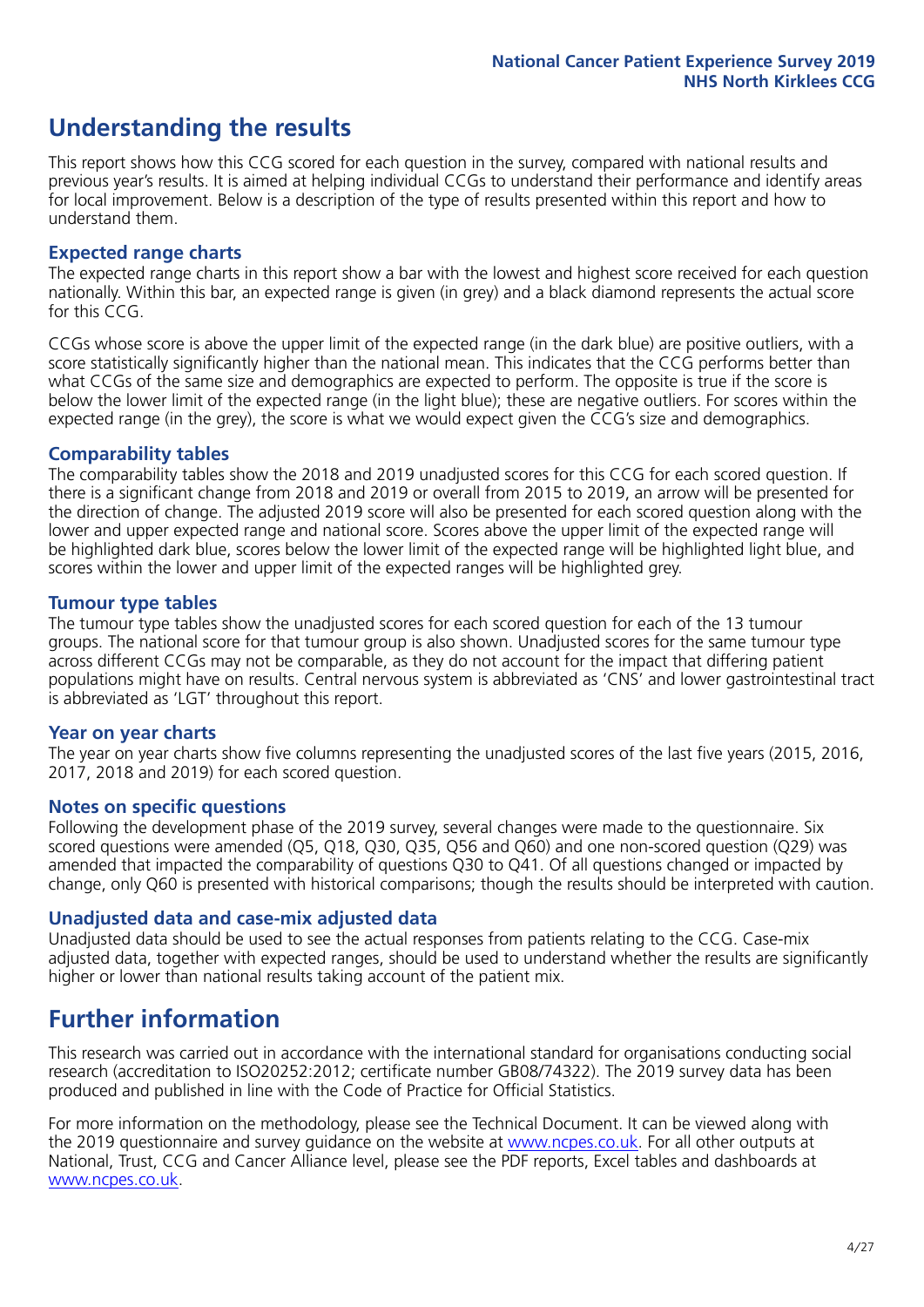## Understanding the results

This report shows how this CCG scored for each question in the survey, compared with national results and previous year's results. It is aimed at helping individual CCGs to understand their performance and identify areas for local improvement. Below is a description of the type of results presented within this report and how to understand them.

### Expected range charts

The expected range charts in this report show a bar with the lowest and highest score received for each question nationally. Within this bar, an expected range is given (in grey) and a black diamond represents the actual score for this CCG.

CCGs whose score is above the upper limit of the expected range (in the dark blue) are positive outliers, with a score statistically significantly higher than the national mean. This indicates that the CCG performs better than what CCGs of the same size and demographics are expected to perform. The opposite is true if the score is below the lower limit of the expected range (in the light blue); these are negative outliers. For scores within the expected range (in the grey), the score is what we would expect given the CCG's size and demographics.

### Comparability tables

The comparability tables show the 2018 and 2019 unadjusted scores for this CCG for each scored question. If there is a significant change from 2018 and 2019 or overall from 2015 to 2019, an arrow will be presented for the direction of change. The adjusted 2019 score will also be presented for each scored question along with the lower and upper expected range and national score. Scores above the upper limit of the expected range will be highlighted dark blue, scores below the lower limit of the expected range will be highlighted light blue, and scores within the lower and upper limit of the expected ranges will be highlighted grey.

### Tumour type tables

The tumour type tables show the unadjusted scores for each scored question for each of the 13 tumour groups. The national score for that tumour group is also shown. Unadjusted scores for the same tumour type across different CCGs may not be comparable, as they do not account for the impact that differing patient populations might have on results. Central nervous system is abbreviated as 'CNS' and lower gastrointestinal tract is abbreviated as 'LGT' throughout this report.

### Year on year charts

The year on year charts show five columns representing the unadjusted scores of the last five years (2015, 2016, 2017, 2018 and 2019) for each scored question.

### Notes on specific questions

Following the development phase of the 2019 survey, several changes were made to the questionnaire. Six scored questions were amended (Q5, Q18, Q30, Q35, Q56 and Q60) and one non-scored question (Q29) was amended that impacted the comparability of questions Q30 to Q41. Of all questions changed or impacted by change, only Q60 is presented with historical comparisons; though the results should be interpreted with caution.

### Unadjusted data and case-mix adjusted data

Unadjusted data should be used to see the actual responses from patients relating to the CCG. Case-mix adjusted data, together with expected ranges, should be used to understand whether the results are significantly higher or lower than national results taking account of the patient mix.

## Further information

This research was carried out in accordance with the international standard for organisations conducting social research (accreditation to ISO20252:2012; certificate number GB08/74322). The 2019 survey data has been produced and published in line with the Code of Practice for Official Statistics.

For more information on the methodology, please see the Technical Document. It can be viewed along with the 2019 questionnaire and survey guidance on the website at www.ncpes.co.uk. For all other outputs at National, Trust, CCG and Cancer Alliance level, please see the PDF reports, Excel tables and dashboards at www.ncpes.co.uk.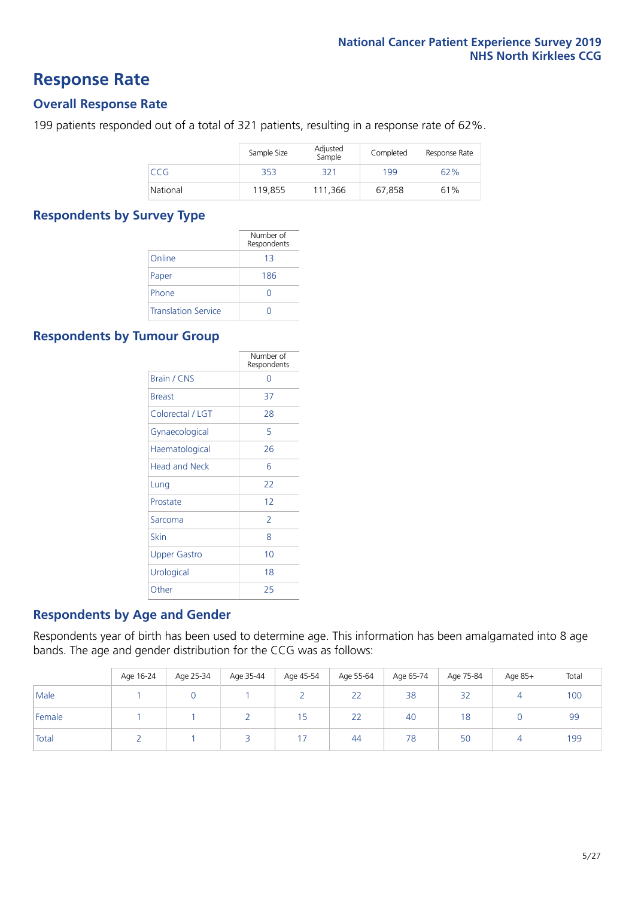# Response Rate

## Overall Response Rate

199 patients responded out of a total of 321 patients, resulting in a response rate of 62%.

| | Sample Size | Adjusted Sample | Completed | Response Rate |
|---|---|---|---|---|
| CCG | 353 | 321 | 199 | 62% |
| National | 119,855 | 111,366 | 67,858 | 61% |

## Respondents by Survey Type

| | Number of Respondents |
|---|---|
| Online | 13 |
| Paper | 186 |
| Phone | 0 |
| Translation Service | 0 |

## Respondents by Tumour Group

| | Number of Respondents |
|---|---|
| Brain / CNS | 0 |
| Breast | 37 |
| Colorectal / LGT | 28 |
| Gynaecological | 5 |
| Haematological | 26 |
| Head and Neck | 6 |
| Lung | 22 |
| Prostate | 12 |
| Sarcoma | 2 |
| Skin | 8 |
| Upper Gastro | 10 |
| Urological | 18 |
| Other | 25 |

## Respondents by Age and Gender

Respondents year of birth has been used to determine age. This information has been amalgamated into 8 age bands. The age and gender distribution for the CCG was as follows:

| | Age 16-24 | Age 25-34 | Age 35-44 | Age 45-54 | Age 55-64 | Age 65-74 | Age 75-84 | Age 85+ | Total |
|---|---|---|---|---|---|---|---|---|---|
| Male | 1 | 0 | 1 | 2 | 22 | 38 | 32 | 4 | 100 |
| Female | 1 | 1 | 2 | 15 | 22 | 40 | 18 | 0 | 99 |
| Total | 2 | 1 | 3 | 17 | 44 | 78 | 50 | 4 | 199 |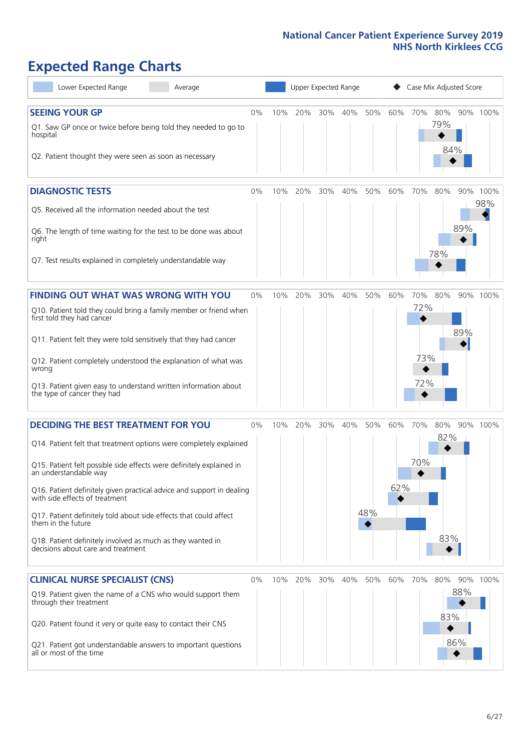# Expected Range Charts

Lower Expected Range | Average | Upper Expected Range | Case Mix Adjusted Score

## SEEING YOUR GP

| Question | Case Mix Adjusted Score |
|---|---|
| Q1. Saw GP once or twice before being told they needed to go to hospital | 79% |
| Q2. Patient thought they were seen as soon as necessary | 84% |

## DIAGNOSTIC TESTS

| Question | Case Mix Adjusted Score |
|---|---|
| Q5. Received all the information needed about the test | 98% |
| Q6. The length of time waiting for the test to be done was about right | 89% |
| Q7. Test results explained in completely understandable way | 78% |

## FINDING OUT WHAT WAS WRONG WITH YOU

| Question | Case Mix Adjusted Score |
|---|---|
| Q10. Patient told they could bring a family member or friend when first told they had cancer | 72% |
| Q11. Patient felt they were told sensitively that they had cancer | 89% |
| Q12. Patient completely understood the explanation of what was wrong | 73% |
| Q13. Patient given easy to understand written information about the type of cancer they had | 72% |

## DECIDING THE BEST TREATMENT FOR YOU

| Question | Case Mix Adjusted Score |
|---|---|
| Q14. Patient felt that treatment options were completely explained | 82% |
| Q15. Patient felt possible side effects were definitely explained in an understandable way | 70% |
| Q16. Patient definitely given practical advice and support in dealing with side effects of treatment | 62% |
| Q17. Patient definitely told about side effects that could affect them in the future | 48% |
| Q18. Patient definitely involved as much as they wanted in decisions about care and treatment | 83% |

## CLINICAL NURSE SPECIALIST (CNS)

| Question | Case Mix Adjusted Score |
|---|---|
| Q19. Patient given the name of a CNS who would support them through their treatment | 88% |
| Q20. Patient found it very or quite easy to contact their CNS | 83% |
| Q21. Patient got understandable answers to important questions all or most of the time | 86% |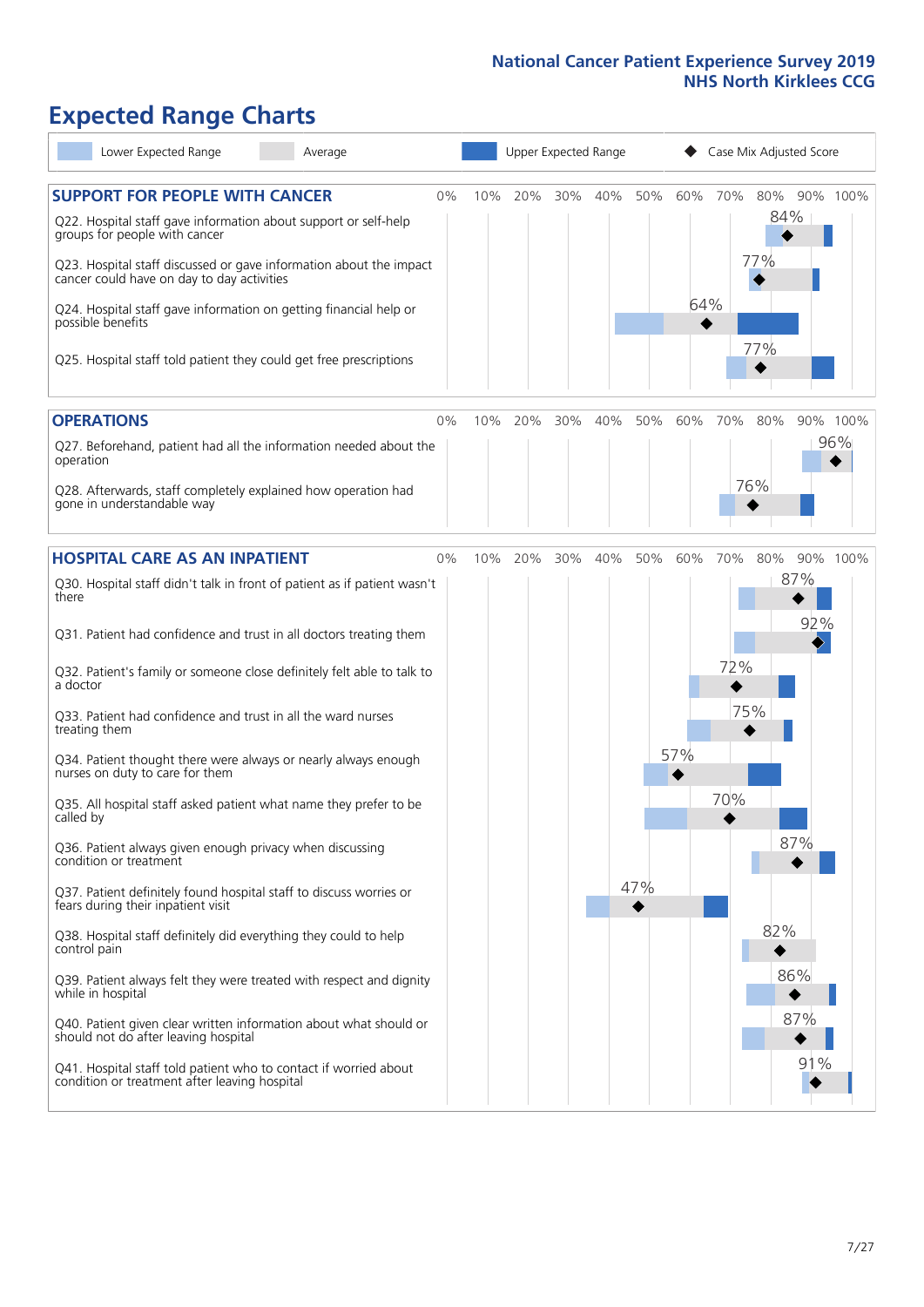# Expected Range Charts

Lower Expected Range | Average | Upper Expected Range | ◆ Case Mix Adjusted Score

## SUPPORT FOR PEOPLE WITH CANCER

| Question | Case Mix Adjusted Score |
|---|---|
| Q22. Hospital staff gave information about support or self-help groups for people with cancer | 84% |
| Q23. Hospital staff discussed or gave information about the impact cancer could have on day to day activities | 77% |
| Q24. Hospital staff gave information on getting financial help or possible benefits | 64% |
| Q25. Hospital staff told patient they could get free prescriptions | 77% |

## OPERATIONS

| Question | Case Mix Adjusted Score |
|---|---|
| Q27. Beforehand, patient had all the information needed about the operation | 96% |
| Q28. Afterwards, staff completely explained how operation had gone in understandable way | 76% |

## HOSPITAL CARE AS AN INPATIENT

| Question | Case Mix Adjusted Score |
|---|---|
| Q30. Hospital staff didn't talk in front of patient as if patient wasn't there | 87% |
| Q31. Patient had confidence and trust in all doctors treating them | 92% |
| Q32. Patient's family or someone close definitely felt able to talk to a doctor | 72% |
| Q33. Patient had confidence and trust in all the ward nurses treating them | 75% |
| Q34. Patient thought there were always or nearly always enough nurses on duty to care for them | 57% |
| Q35. All hospital staff asked patient what name they prefer to be called by | 70% |
| Q36. Patient always given enough privacy when discussing condition or treatment | 87% |
| Q37. Patient definitely found hospital staff to discuss worries or fears during their inpatient visit | 47% |
| Q38. Hospital staff definitely did everything they could to help control pain | 82% |
| Q39. Patient always felt they were treated with respect and dignity while in hospital | 86% |
| Q40. Patient given clear written information about what should or should not do after leaving hospital | 87% |
| Q41. Hospital staff told patient who to contact if worried about condition or treatment after leaving hospital | 91% |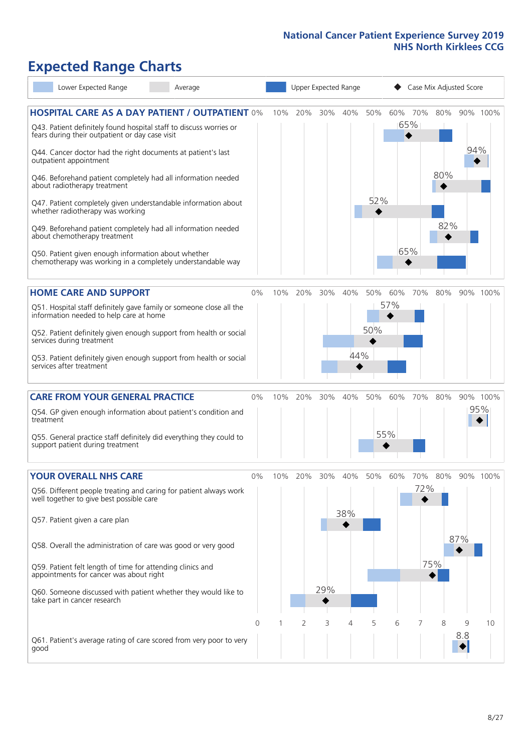# Expected Range Charts

Legend: Lower Expected Range | Average | Upper Expected Range | Case Mix Adjusted Score

## HOSPITAL CARE AS A DAY PATIENT / OUTPATIENT

| Question | Case Mix Adjusted Score |
|---|---|
| Q43. Patient definitely found hospital staff to discuss worries or fears during their outpatient or day case visit | 65% |
| Q44. Cancer doctor had the right documents at patient's last outpatient appointment | 94% |
| Q46. Beforehand patient completely had all information needed about radiotherapy treatment | 80% |
| Q47. Patient completely given understandable information about whether radiotherapy treatment was working | 52% |
| Q49. Beforehand patient completely had all information needed about chemotherapy treatment | 82% |
| Q50. Patient given enough information about whether chemotherapy was working in a completely understandable way | 65% |

## HOME CARE AND SUPPORT

| Question | Case Mix Adjusted Score |
|---|---|
| Q51. Hospital staff definitely gave family or someone close all the information needed to help care at home | 57% |
| Q52. Patient definitely given enough support from health or social services during treatment | 50% |
| Q53. Patient definitely given enough support from health or social services after treatment | 44% |

## CARE FROM YOUR GENERAL PRACTICE

| Question | Case Mix Adjusted Score |
|---|---|
| Q54. GP given enough information about patient's condition and treatment | 95% |
| Q55. General practice staff definitely did everything they could to support patient during treatment | 55% |

## YOUR OVERALL NHS CARE

| Question | Case Mix Adjusted Score |
|---|---|
| Q56. Different people treating and caring for patient always work well together to give best possible care | 72% |
| Q57. Patient given a care plan | 38% |
| Q58. Overall the administration of care was good or very good | 87% |
| Q59. Patient felt length of time for attending clinics and appointments for cancer was about right | 75% |
| Q60. Someone discussed with patient whether they would like to take part in cancer research | 29% |
| Q61. Patient's average rating of care scored from very poor to very good | 8.8 |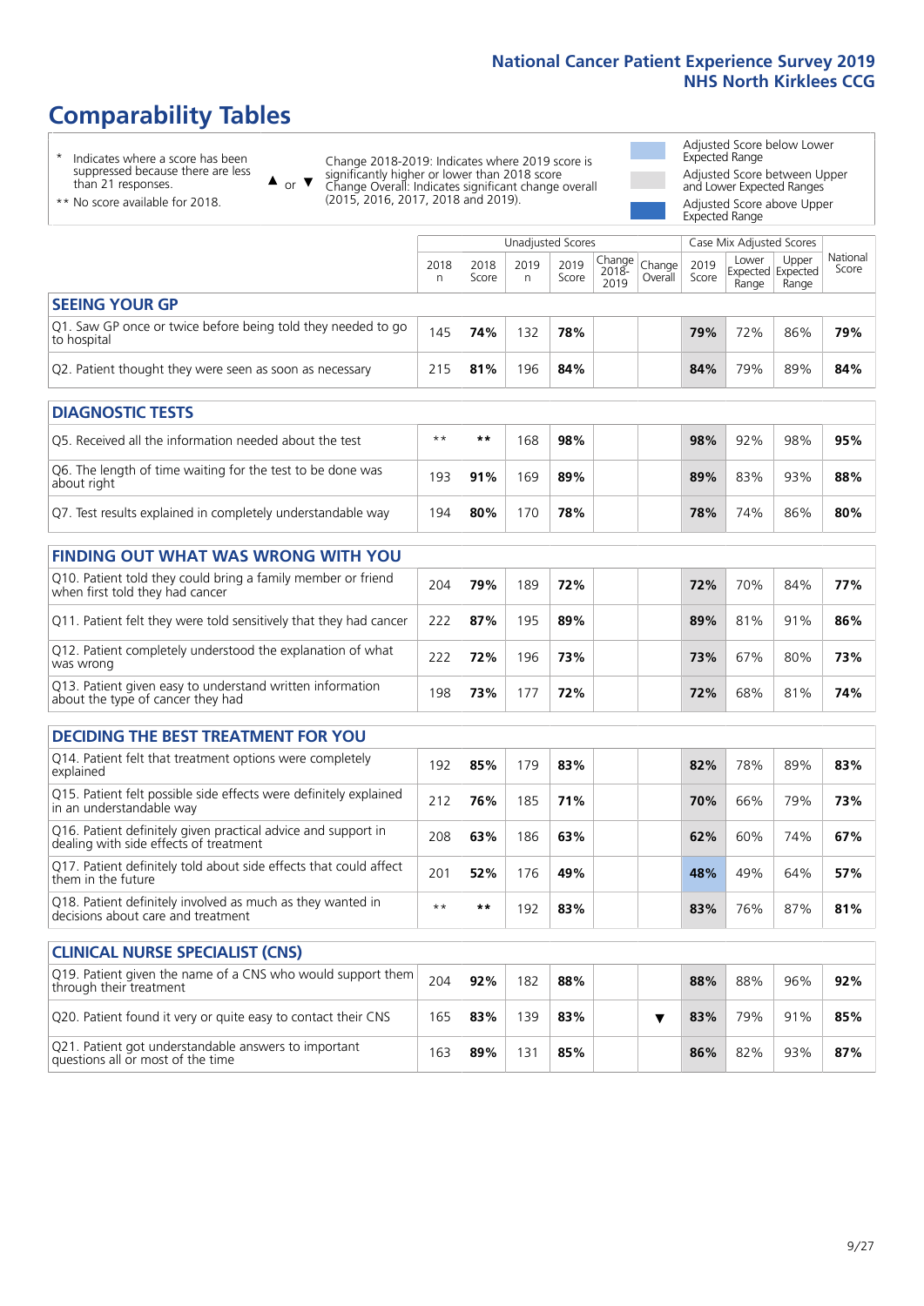# Comparability Tables

\* Indicates where a score has been suppressed because there are less than 21 responses.

\*\* No score available for 2018.

▲ or ▼ Change 2018-2019: Indicates where 2019 score is significantly higher or lower than 2018 score. Change Overall: Indicates significant change overall (2015, 2016, 2017, 2018 and 2019).

Adjusted Score below Lower Expected Range

Adjusted Score between Upper and Lower Expected Ranges

Adjusted Score above Upper Expected Range

| | Unadjusted Scores | | | | | | Case Mix Adjusted Scores | | | |
|---|---|---|---|---|---|---|---|---|---|---|
| | 2018 n | 2018 Score | 2019 n | 2019 Score | Change 2018-2019 | Change Overall | 2019 Score | Lower Expected Range | Upper Expected Range | National Score |
| **SEEING YOUR GP** | | | | | | | | | | |
| Q1. Saw GP once or twice before being told they needed to go to hospital | 145 | **74%** | 132 | **78%** | | | **79%** | 72% | 86% | **79%** |
| Q2. Patient thought they were seen as soon as necessary | 215 | **81%** | 196 | **84%** | | | **84%** | 79% | 89% | **84%** |
| **DIAGNOSTIC TESTS** | | | | | | | | | | |
| Q5. Received all the information needed about the test | ** | ** | 168 | **98%** | | | **98%** | 92% | 98% | **95%** |
| Q6. The length of time waiting for the test to be done was about right | 193 | **91%** | 169 | **89%** | | | **89%** | 83% | 93% | **88%** |
| Q7. Test results explained in completely understandable way | 194 | **80%** | 170 | **78%** | | | **78%** | 74% | 86% | **80%** |
| **FINDING OUT WHAT WAS WRONG WITH YOU** | | | | | | | | | | |
| Q10. Patient told they could bring a family member or friend when first told they had cancer | 204 | **79%** | 189 | **72%** | | | **72%** | 70% | 84% | **77%** |
| Q11. Patient felt they were told sensitively that they had cancer | 222 | **87%** | 195 | **89%** | | | **89%** | 81% | 91% | **86%** |
| Q12. Patient completely understood the explanation of what was wrong | 222 | **72%** | 196 | **73%** | | | **73%** | 67% | 80% | **73%** |
| Q13. Patient given easy to understand written information about the type of cancer they had | 198 | **73%** | 177 | **72%** | | | **72%** | 68% | 81% | **74%** |
| **DECIDING THE BEST TREATMENT FOR YOU** | | | | | | | | | | |
| Q14. Patient felt that treatment options were completely explained | 192 | **85%** | 179 | **83%** | | | **82%** | 78% | 89% | **83%** |
| Q15. Patient felt possible side effects were definitely explained in an understandable way | 212 | **76%** | 185 | **71%** | | | **70%** | 66% | 79% | **73%** |
| Q16. Patient definitely given practical advice and support in dealing with side effects of treatment | 208 | **63%** | 186 | **63%** | | | **62%** | 60% | 74% | **67%** |
| Q17. Patient definitely told about side effects that could affect them in the future | 201 | **52%** | 176 | **49%** | | | **48%** | 49% | 64% | **57%** |
| Q18. Patient definitely involved as much as they wanted in decisions about care and treatment | ** | ** | 192 | **83%** | | | **83%** | 76% | 87% | **81%** |
| **CLINICAL NURSE SPECIALIST (CNS)** | | | | | | | | | | |
| Q19. Patient given the name of a CNS who would support them through their treatment | 204 | **92%** | 182 | **88%** | | | **88%** | 88% | 96% | **92%** |
| Q20. Patient found it very or quite easy to contact their CNS | 165 | **83%** | 139 | **83%** | | ▼ | **83%** | 79% | 91% | **85%** |
| Q21. Patient got understandable answers to important questions all or most of the time | 163 | **89%** | 131 | **85%** | | | **86%** | 82% | 93% | **87%** |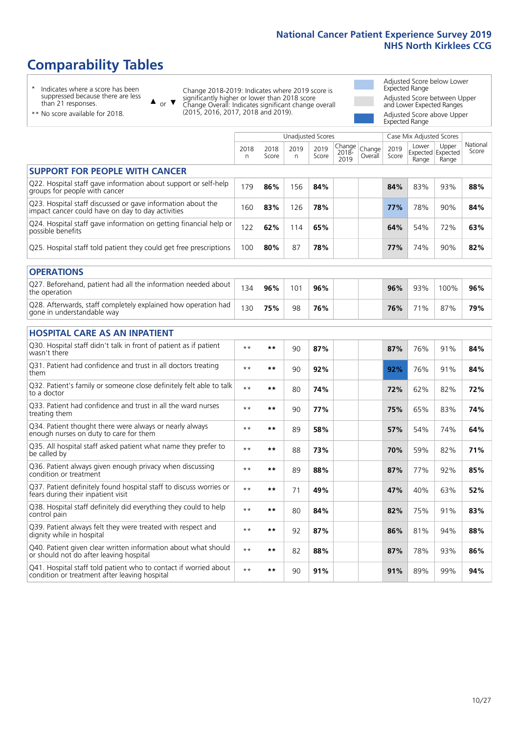# Comparability Tables

\* Indicates where a score has been suppressed because there are less than 21 responses.

** No score available for 2018.

▲ or ▼ Change 2018-2019: Indicates where 2019 score is significantly higher or lower than 2018 score. Change Overall: Indicates significant change overall (2015, 2016, 2017, 2018 and 2019).

Adjusted Score below Lower Expected Range

Adjusted Score between Upper and Lower Expected Ranges

Adjusted Score above Upper Expected Range

| | Unadjusted Scores | | | | | | Case Mix Adjusted Scores | | | |
|---|---|---|---|---|---|---|---|---|---|---|
| | 2018 n | 2018 Score | 2019 n | 2019 Score | Change 2018-2019 | Change Overall | 2019 Score | Lower Expected Range | Upper Expected Range | National Score |
| **SUPPORT FOR PEOPLE WITH CANCER** | | | | | | | | | | |
| Q22. Hospital staff gave information about support or self-help groups for people with cancer | 179 | **86%** | 156 | **84%** | | | **84%** | 83% | 93% | **88%** |
| Q23. Hospital staff discussed or gave information about the impact cancer could have on day to day activities | 160 | **83%** | 126 | **78%** | | | **77%** | 78% | 90% | **84%** |
| Q24. Hospital staff gave information on getting financial help or possible benefits | 122 | **62%** | 114 | **65%** | | | **64%** | 54% | 72% | **63%** |
| Q25. Hospital staff told patient they could get free prescriptions | 100 | **80%** | 87 | **78%** | | | **77%** | 74% | 90% | **82%** |
| **OPERATIONS** | | | | | | | | | | |
| Q27. Beforehand, patient had all the information needed about the operation | 134 | **96%** | 101 | **96%** | | | **96%** | 93% | 100% | **96%** |
| Q28. Afterwards, staff completely explained how operation had gone in understandable way | 130 | **75%** | 98 | **76%** | | | **76%** | 71% | 87% | **79%** |
| **HOSPITAL CARE AS AN INPATIENT** | | | | | | | | | | |
| Q30. Hospital staff didn't talk in front of patient as if patient wasn't there | ** | ** | 90 | **87%** | | | **87%** | 76% | 91% | **84%** |
| Q31. Patient had confidence and trust in all doctors treating them | ** | ** | 90 | **92%** | | | **92%** | 76% | 91% | **84%** |
| Q32. Patient's family or someone close definitely felt able to talk to a doctor | ** | ** | 80 | **74%** | | | **72%** | 62% | 82% | **72%** |
| Q33. Patient had confidence and trust in all the ward nurses treating them | ** | ** | 90 | **77%** | | | **75%** | 65% | 83% | **74%** |
| Q34. Patient thought there were always or nearly always enough nurses on duty to care for them | ** | ** | 89 | **58%** | | | **57%** | 54% | 74% | **64%** |
| Q35. All hospital staff asked patient what name they prefer to be called by | ** | ** | 88 | **73%** | | | **70%** | 59% | 82% | **71%** |
| Q36. Patient always given enough privacy when discussing condition or treatment | ** | ** | 89 | **88%** | | | **87%** | 77% | 92% | **85%** |
| Q37. Patient definitely found hospital staff to discuss worries or fears during their inpatient visit | ** | ** | 71 | **49%** | | | **47%** | 40% | 63% | **52%** |
| Q38. Hospital staff definitely did everything they could to help control pain | ** | ** | 80 | **84%** | | | **82%** | 75% | 91% | **83%** |
| Q39. Patient always felt they were treated with respect and dignity while in hospital | ** | ** | 92 | **87%** | | | **86%** | 81% | 94% | **88%** |
| Q40. Patient given clear written information about what should or should not do after leaving hospital | ** | ** | 82 | **88%** | | | **87%** | 78% | 93% | **86%** |
| Q41. Hospital staff told patient who to contact if worried about condition or treatment after leaving hospital | ** | ** | 90 | **91%** | | | **91%** | 89% | 99% | **94%** |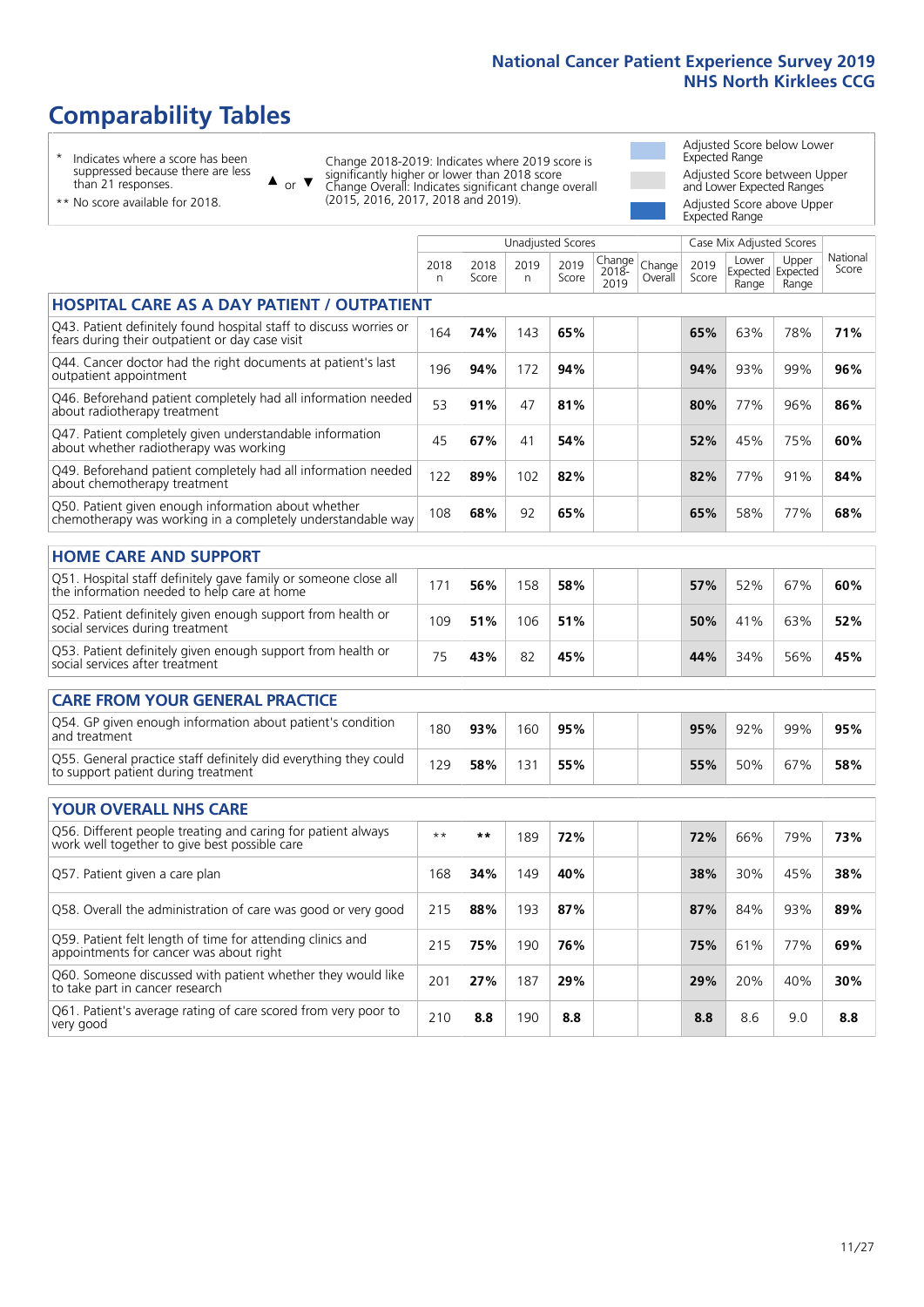National Cancer Patient Experience Survey 2019
NHS North Kirklees CCG

# Comparability Tables

\* Indicates where a score has been suppressed because there are less than 21 responses.

\*\* No score available for 2018.

▲ or ▼ Change 2018-2019: Indicates where 2019 score is significantly higher or lower than 2018 score. Change Overall: Indicates significant change overall (2015, 2016, 2017, 2018 and 2019).

Adjusted Score below Lower Expected Range

Adjusted Score between Upper and Lower Expected Ranges

Adjusted Score above Upper Expected Range

| | Unadjusted Scores | | | | | | Case Mix Adjusted Scores | | | |
|---|---|---|---|---|---|---|---|---|---|---|
| | 2018 n | 2018 Score | 2019 n | 2019 Score | Change 2018-2019 | Change Overall | 2019 Score | Lower Expected Range | Upper Expected Range | National Score |
| **HOSPITAL CARE AS A DAY PATIENT / OUTPATIENT** | | | | | | | | | | |
| Q43. Patient definitely found hospital staff to discuss worries or fears during their outpatient or day case visit | 164 | **74%** | 143 | **65%** | | | **65%** | 63% | 78% | **71%** |
| Q44. Cancer doctor had the right documents at patient's last outpatient appointment | 196 | **94%** | 172 | **94%** | | | **94%** | 93% | 99% | **96%** |
| Q46. Beforehand patient completely had all information needed about radiotherapy treatment | 53 | **91%** | 47 | **81%** | | | **80%** | 77% | 96% | **86%** |
| Q47. Patient completely given understandable information about whether radiotherapy was working | 45 | **67%** | 41 | **54%** | | | **52%** | 45% | 75% | **60%** |
| Q49. Beforehand patient completely had all information needed about chemotherapy treatment | 122 | **89%** | 102 | **82%** | | | **82%** | 77% | 91% | **84%** |
| Q50. Patient given enough information about whether chemotherapy was working in a completely understandable way | 108 | **68%** | 92 | **65%** | | | **65%** | 58% | 77% | **68%** |
| **HOME CARE AND SUPPORT** | | | | | | | | | | |
| Q51. Hospital staff definitely gave family or someone close all the information needed to help care at home | 171 | **56%** | 158 | **58%** | | | **57%** | 52% | 67% | **60%** |
| Q52. Patient definitely given enough support from health or social services during treatment | 109 | **51%** | 106 | **51%** | | | **50%** | 41% | 63% | **52%** |
| Q53. Patient definitely given enough support from health or social services after treatment | 75 | **43%** | 82 | **45%** | | | **44%** | 34% | 56% | **45%** |
| **CARE FROM YOUR GENERAL PRACTICE** | | | | | | | | | | |
| Q54. GP given enough information about patient's condition and treatment | 180 | **93%** | 160 | **95%** | | | **95%** | 92% | 99% | **95%** |
| Q55. General practice staff definitely did everything they could to support patient during treatment | 129 | **58%** | 131 | **55%** | | | **55%** | 50% | 67% | **58%** |
| **YOUR OVERALL NHS CARE** | | | | | | | | | | |
| Q56. Different people treating and caring for patient always work well together to give best possible care | ** | ** | 189 | **72%** | | | **72%** | 66% | 79% | **73%** |
| Q57. Patient given a care plan | 168 | **34%** | 149 | **40%** | | | **38%** | 30% | 45% | **38%** |
| Q58. Overall the administration of care was good or very good | 215 | **88%** | 193 | **87%** | | | **87%** | 84% | 93% | **89%** |
| Q59. Patient felt length of time for attending clinics and appointments for cancer was about right | 215 | **75%** | 190 | **76%** | | | **75%** | 61% | 77% | **69%** |
| Q60. Someone discussed with patient whether they would like to take part in cancer research | 201 | **27%** | 187 | **29%** | | | **29%** | 20% | 40% | **30%** |
| Q61. Patient's average rating of care scored from very poor to very good | 210 | **8.8** | 190 | **8.8** | | | **8.8** | 8.6 | 9.0 | **8.8** |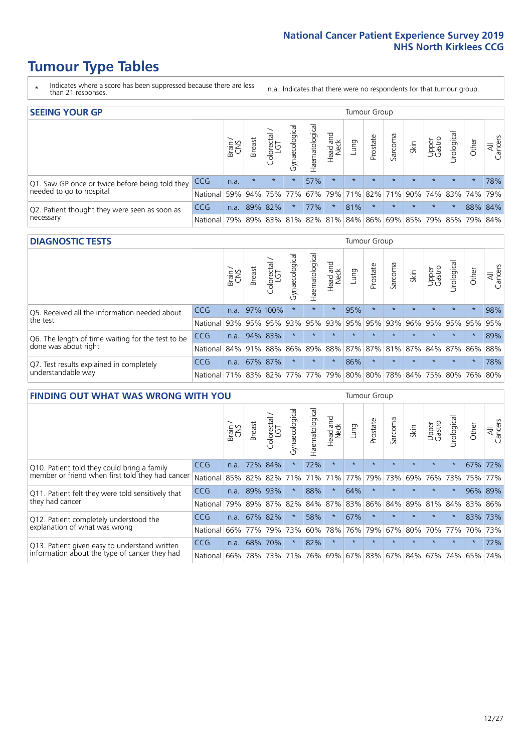# Tumour Type Tables

\* Indicates where a score has been suppressed because there are less than 21 responses.

n.a. Indicates that there were no respondents for that tumour group.

## SEEING YOUR GP

| | | Brain / CNS | Breast | Colorectal / LGT | Gynaecological | Haematological | Head and Neck | Lung | Prostate | Sarcoma | Skin | Upper Gastro | Urological | Other | All Cancers |
|---|---|---|---|---|---|---|---|---|---|---|---|---|---|---|---|
| Q1. Saw GP once or twice before being told they needed to go to hospital | CCG | n.a. | * | * | * | 57% | * | * | * | * | * | * | * | * | 78% |
| | National | 59% | 94% | 75% | 77% | 67% | 79% | 71% | 82% | 71% | 90% | 74% | 83% | 74% | 79% |
| Q2. Patient thought they were seen as soon as necessary | CCG | n.a. | 89% | 82% | * | 77% | * | 81% | * | * | * | * | * | 88% | 84% |
| | National | 79% | 89% | 83% | 81% | 82% | 81% | 84% | 86% | 69% | 85% | 79% | 85% | 79% | 84% |

## DIAGNOSTIC TESTS

| | | Brain / CNS | Breast | Colorectal / LGT | Gynaecological | Haematological | Head and Neck | Lung | Prostate | Sarcoma | Skin | Upper Gastro | Urological | Other | All Cancers |
|---|---|---|---|---|---|---|---|---|---|---|---|---|---|---|---|
| Q5. Received all the information needed about the test | CCG | n.a. | 97% | 100% | * | * | * | 95% | * | * | * | * | * | * | 98% |
| | National | 93% | 95% | 95% | 93% | 95% | 93% | 95% | 95% | 93% | 96% | 95% | 95% | 95% | 95% |
| Q6. The length of time waiting for the test to be done was about right | CCG | n.a. | 94% | 83% | * | * | * | * | * | * | * | * | * | * | 89% |
| | National | 84% | 91% | 88% | 86% | 89% | 88% | 87% | 87% | 81% | 87% | 84% | 87% | 86% | 88% |
| Q7. Test results explained in completely understandable way | CCG | n.a. | 67% | 87% | * | * | * | 86% | * | * | * | * | * | * | 78% |
| | National | 71% | 83% | 82% | 77% | 77% | 79% | 80% | 80% | 78% | 84% | 75% | 80% | 76% | 80% |

## FINDING OUT WHAT WAS WRONG WITH YOU

| | | Brain / CNS | Breast | Colorectal / LGT | Gynaecological | Haematological | Head and Neck | Lung | Prostate | Sarcoma | Skin | Upper Gastro | Urological | Other | All Cancers |
|---|---|---|---|---|---|---|---|---|---|---|---|---|---|---|---|
| Q10. Patient told they could bring a family member or friend when first told they had cancer | CCG | n.a. | 72% | 84% | * | 72% | * | * | * | * | * | * | * | 67% | 72% |
| | National | 85% | 82% | 82% | 71% | 71% | 71% | 77% | 79% | 73% | 69% | 76% | 73% | 75% | 77% |
| Q11. Patient felt they were told sensitively that they had cancer | CCG | n.a. | 89% | 93% | * | 88% | * | 64% | * | * | * | * | * | 96% | 89% |
| | National | 79% | 89% | 87% | 82% | 84% | 87% | 83% | 86% | 84% | 89% | 81% | 84% | 83% | 86% |
| Q12. Patient completely understood the explanation of what was wrong | CCG | n.a. | 67% | 82% | * | 58% | * | 67% | * | * | * | * | * | 83% | 73% |
| | National | 66% | 77% | 79% | 73% | 60% | 78% | 76% | 79% | 67% | 80% | 70% | 77% | 70% | 73% |
| Q13. Patient given easy to understand written information about the type of cancer they had | CCG | n.a. | 68% | 70% | * | 82% | * | * | * | * | * | * | * | * | 72% |
| | National | 66% | 78% | 73% | 71% | 76% | 69% | 67% | 83% | 67% | 84% | 67% | 74% | 65% | 74% |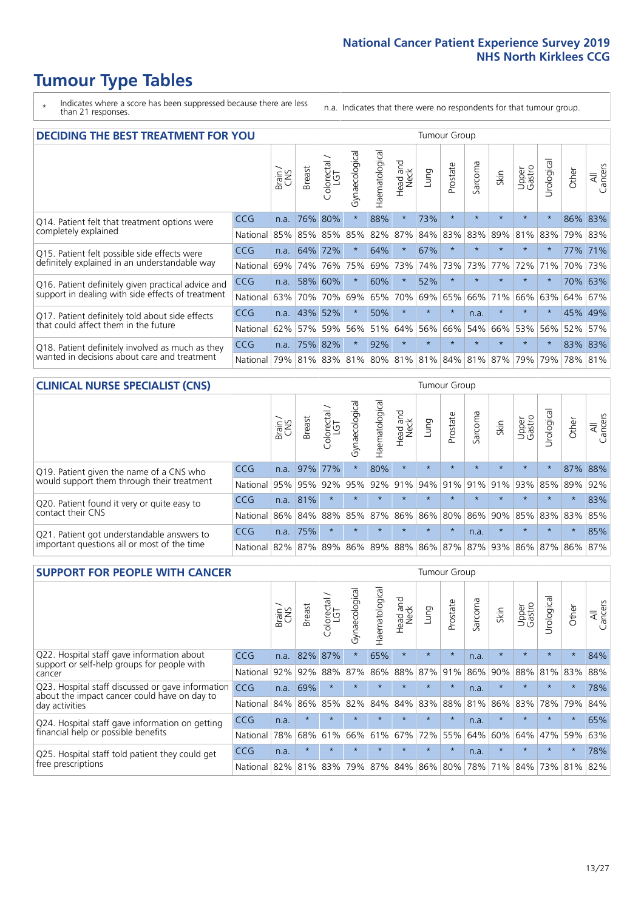# Tumour Type Tables

\* Indicates where a score has been suppressed because there are less than 21 responses.

n.a. Indicates that there were no respondents for that tumour group.

## DECIDING THE BEST TREATMENT FOR YOU

| | | Brain / CNS | Breast | Colorectal / LGT | Gynaecological | Haematological | Head and Neck | Lung | Prostate | Sarcoma | Skin | Upper Gastro | Urological | Other | All Cancers |
|---|---|---|---|---|---|---|---|---|---|---|---|---|---|---|---|
| Q14. Patient felt that treatment options were completely explained | CCG | n.a. | 76% | 80% | * | 88% | * | 73% | * | * | * | * | * | 86% | 83% |
| | National | 85% | 85% | 85% | 85% | 82% | 87% | 84% | 83% | 83% | 89% | 81% | 83% | 79% | 83% |
| Q15. Patient felt possible side effects were definitely explained in an understandable way | CCG | n.a. | 64% | 72% | * | 64% | * | 67% | * | * | * | * | * | 77% | 71% |
| | National | 69% | 74% | 76% | 75% | 69% | 73% | 74% | 73% | 73% | 77% | 72% | 71% | 70% | 73% |
| Q16. Patient definitely given practical advice and support in dealing with side effects of treatment | CCG | n.a. | 58% | 60% | * | 60% | * | 52% | * | * | * | * | * | 70% | 63% |
| | National | 63% | 70% | 70% | 69% | 65% | 70% | 69% | 65% | 66% | 71% | 66% | 63% | 64% | 67% |
| Q17. Patient definitely told about side effects that could affect them in the future | CCG | n.a. | 43% | 52% | * | 50% | * | * | * | n.a. | * | * | * | 45% | 49% |
| | National | 62% | 57% | 59% | 56% | 51% | 64% | 56% | 66% | 54% | 66% | 53% | 56% | 52% | 57% |
| Q18. Patient definitely involved as much as they wanted in decisions about care and treatment | CCG | n.a. | 75% | 82% | * | 92% | * | * | * | * | * | * | * | 83% | 83% |
| | National | 79% | 81% | 83% | 81% | 80% | 81% | 81% | 84% | 81% | 87% | 79% | 79% | 78% | 81% |

## CLINICAL NURSE SPECIALIST (CNS)

| | | Brain / CNS | Breast | Colorectal / LGT | Gynaecological | Haematological | Head and Neck | Lung | Prostate | Sarcoma | Skin | Upper Gastro | Urological | Other | All Cancers |
|---|---|---|---|---|---|---|---|---|---|---|---|---|---|---|---|
| Q19. Patient given the name of a CNS who would support them through their treatment | CCG | n.a. | 97% | 77% | * | 80% | * | * | * | * | * | * | * | 87% | 88% |
| | National | 95% | 95% | 92% | 95% | 92% | 91% | 94% | 91% | 91% | 91% | 93% | 85% | 89% | 92% |
| Q20. Patient found it very or quite easy to contact their CNS | CCG | n.a. | 81% | * | * | * | * | * | * | * | * | * | * | * | 83% |
| | National | 86% | 84% | 88% | 85% | 87% | 86% | 86% | 80% | 86% | 90% | 85% | 83% | 83% | 85% |
| Q21. Patient got understandable answers to important questions all or most of the time | CCG | n.a. | 75% | * | * | * | * | * | * | n.a. | * | * | * | * | 85% |
| | National | 82% | 87% | 89% | 86% | 89% | 88% | 86% | 87% | 87% | 93% | 86% | 87% | 86% | 87% |

## SUPPORT FOR PEOPLE WITH CANCER

| | | Brain / CNS | Breast | Colorectal / LGT | Gynaecological | Haematological | Head and Neck | Lung | Prostate | Sarcoma | Skin | Upper Gastro | Urological | Other | All Cancers |
|---|---|---|---|---|---|---|---|---|---|---|---|---|---|---|---|
| Q22. Hospital staff gave information about support or self-help groups for people with cancer | CCG | n.a. | 82% | 87% | * | 65% | * | * | * | n.a. | * | * | * | * | 84% |
| | National | 92% | 92% | 88% | 87% | 86% | 88% | 87% | 91% | 86% | 90% | 88% | 81% | 83% | 88% |
| Q23. Hospital staff discussed or gave information about the impact cancer could have on day to day activities | CCG | n.a. | 69% | * | * | * | * | * | * | n.a. | * | * | * | * | 78% |
| | National | 84% | 86% | 85% | 82% | 84% | 84% | 83% | 88% | 81% | 86% | 83% | 78% | 79% | 84% |
| Q24. Hospital staff gave information on getting financial help or possible benefits | CCG | n.a. | * | * | * | * | * | * | * | n.a. | * | * | * | * | 65% |
| | National | 78% | 68% | 61% | 66% | 61% | 67% | 72% | 55% | 64% | 60% | 64% | 47% | 59% | 63% |
| Q25. Hospital staff told patient they could get free prescriptions | CCG | n.a. | * | * | * | * | * | * | * | n.a. | * | * | * | * | 78% |
| | National | 82% | 81% | 83% | 79% | 87% | 84% | 86% | 80% | 78% | 71% | 84% | 73% | 81% | 82% |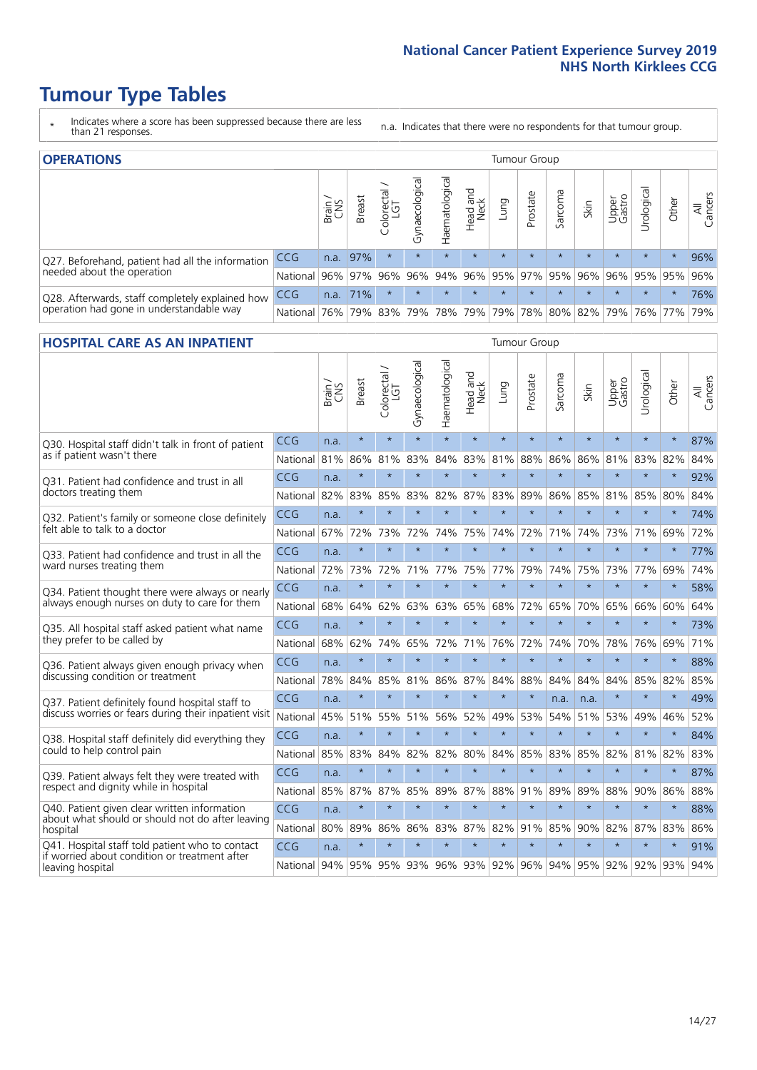# Tumour Type Tables

\* Indicates where a score has been suppressed because there are less than 21 responses.

n.a. Indicates that there were no respondents for that tumour group.

## OPERATIONS

| | | Brain / CNS | Breast | Colorectal / LGT | Gynaecological | Haematological | Head and Neck | Lung | Prostate | Sarcoma | Skin | Upper Gastro | Urological | Other | All Cancers |
|---|---|---|---|---|---|---|---|---|---|---|---|---|---|---|---|
| Q27. Beforehand, patient had all the information needed about the operation | CCG | n.a. | 97% | * | * | * | * | * | * | * | * | * | * | * | 96% |
| | National | 96% | 97% | 96% | 96% | 94% | 96% | 95% | 97% | 95% | 96% | 96% | 95% | 95% | 96% |
| Q28. Afterwards, staff completely explained how operation had gone in understandable way | CCG | n.a. | 71% | * | * | * | * | * | * | * | * | * | * | * | 76% |
| | National | 76% | 79% | 83% | 79% | 78% | 79% | 79% | 78% | 80% | 82% | 79% | 76% | 77% | 79% |

## HOSPITAL CARE AS AN INPATIENT

| | | Brain / CNS | Breast | Colorectal / LGT | Gynaecological | Haematological | Head and Neck | Lung | Prostate | Sarcoma | Skin | Upper Gastro | Urological | Other | All Cancers |
|---|---|---|---|---|---|---|---|---|---|---|---|---|---|---|---|
| Q30. Hospital staff didn't talk in front of patient as if patient wasn't there | CCG | n.a. | * | * | * | * | * | * | * | * | * | * | * | * | 87% |
| | National | 81% | 86% | 81% | 83% | 84% | 83% | 81% | 88% | 86% | 86% | 81% | 83% | 82% | 84% |
| Q31. Patient had confidence and trust in all doctors treating them | CCG | n.a. | * | * | * | * | * | * | * | * | * | * | * | * | 92% |
| | National | 82% | 83% | 85% | 83% | 82% | 87% | 83% | 89% | 86% | 85% | 81% | 85% | 80% | 84% |
| Q32. Patient's family or someone close definitely felt able to talk to a doctor | CCG | n.a. | * | * | * | * | * | * | * | * | * | * | * | * | 74% |
| | National | 67% | 72% | 73% | 72% | 74% | 75% | 74% | 72% | 71% | 74% | 73% | 71% | 69% | 72% |
| Q33. Patient had confidence and trust in all the ward nurses treating them | CCG | n.a. | * | * | * | * | * | * | * | * | * | * | * | * | 77% |
| | National | 72% | 73% | 72% | 71% | 77% | 75% | 77% | 79% | 74% | 75% | 73% | 77% | 69% | 74% |
| Q34. Patient thought there were always or nearly always enough nurses on duty to care for them | CCG | n.a. | * | * | * | * | * | * | * | * | * | * | * | * | 58% |
| | National | 68% | 64% | 62% | 63% | 63% | 65% | 68% | 72% | 65% | 70% | 65% | 66% | 60% | 64% |
| Q35. All hospital staff asked patient what name they prefer to be called by | CCG | n.a. | * | * | * | * | * | * | * | * | * | * | * | * | 73% |
| | National | 68% | 62% | 74% | 65% | 72% | 71% | 76% | 72% | 74% | 70% | 78% | 76% | 69% | 71% |
| Q36. Patient always given enough privacy when discussing condition or treatment | CCG | n.a. | * | * | * | * | * | * | * | * | * | * | * | * | 88% |
| | National | 78% | 84% | 85% | 81% | 86% | 87% | 84% | 88% | 84% | 84% | 84% | 85% | 82% | 85% |
| Q37. Patient definitely found hospital staff to discuss worries or fears during their inpatient visit | CCG | n.a. | * | * | * | * | * | * | * | n.a. | n.a. | * | * | * | 49% |
| | National | 45% | 51% | 55% | 51% | 56% | 52% | 49% | 53% | 54% | 51% | 53% | 49% | 46% | 52% |
| Q38. Hospital staff definitely did everything they could to help control pain | CCG | n.a. | * | * | * | * | * | * | * | * | * | * | * | * | 84% |
| | National | 85% | 83% | 84% | 82% | 82% | 80% | 84% | 85% | 83% | 85% | 82% | 81% | 82% | 83% |
| Q39. Patient always felt they were treated with respect and dignity while in hospital | CCG | n.a. | * | * | * | * | * | * | * | * | * | * | * | * | 87% |
| | National | 85% | 87% | 87% | 85% | 89% | 87% | 88% | 91% | 89% | 89% | 88% | 90% | 86% | 88% |
| Q40. Patient given clear written information about what should or should not do after leaving hospital | CCG | n.a. | * | * | * | * | * | * | * | * | * | * | * | * | 88% |
| | National | 80% | 89% | 86% | 86% | 83% | 87% | 82% | 91% | 85% | 90% | 82% | 87% | 83% | 86% |
| Q41. Hospital staff told patient who to contact if worried about condition or treatment after leaving hospital | CCG | n.a. | * | * | * | * | * | * | * | * | * | * | * | * | 91% |
| | National | 94% | 95% | 95% | 93% | 96% | 93% | 92% | 96% | 94% | 95% | 92% | 92% | 93% | 94% |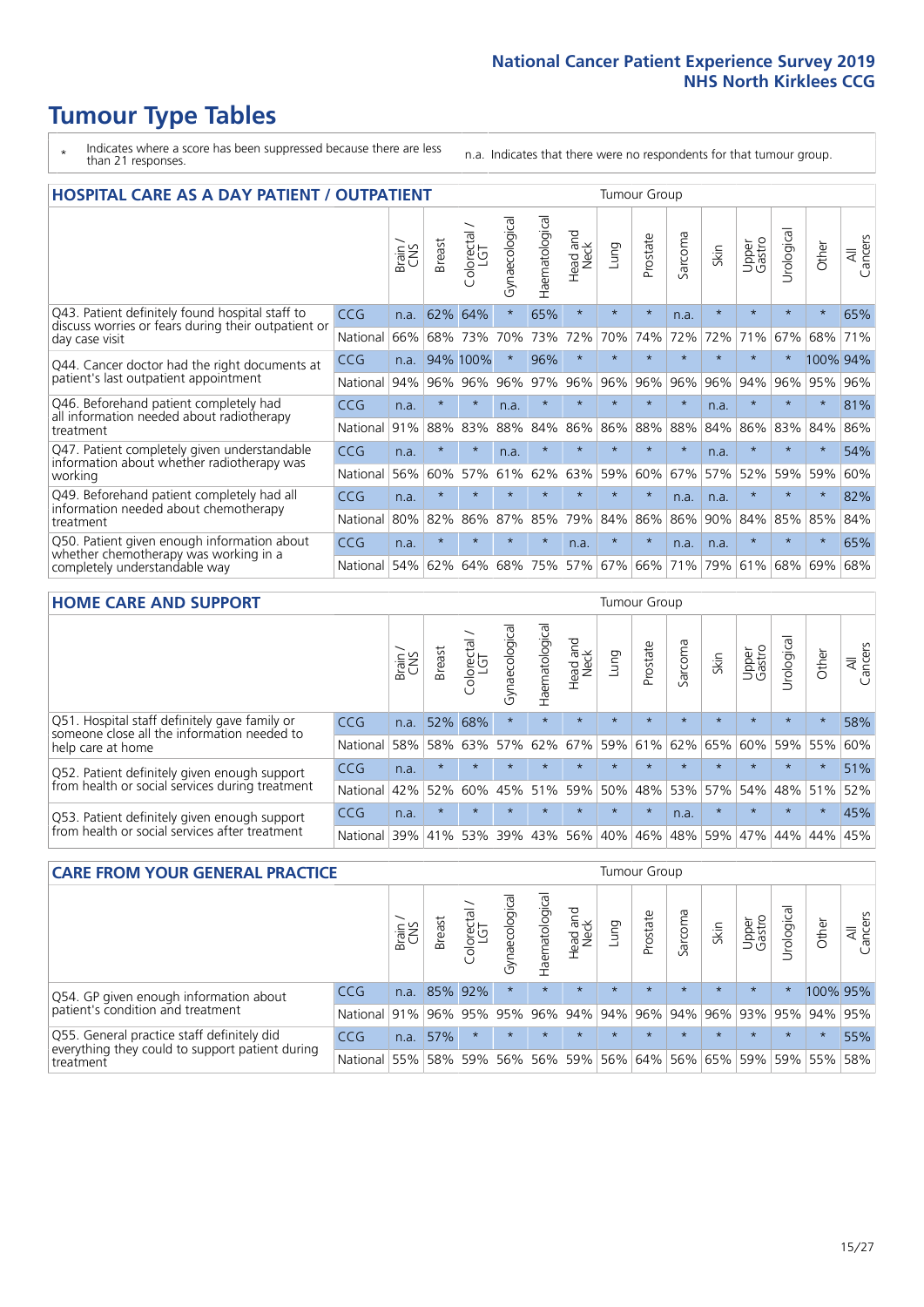# Tumour Type Tables

\* Indicates where a score has been suppressed because there are less than 21 responses.

n.a. Indicates that there were no respondents for that tumour group.

## HOSPITAL CARE AS A DAY PATIENT / OUTPATIENT

| | | Brain / CNS | Breast | Colorectal / LGT | Gynaecological | Haematological | Head and Neck | Lung | Prostate | Sarcoma | Skin | Upper Gastro | Urological | Other | All Cancers |
|---|---|---|---|---|---|---|---|---|---|---|---|---|---|---|---|
| Q43. Patient definitely found hospital staff to discuss worries or fears during their outpatient or day case visit | CCG | n.a. | 62% | 64% | * | 65% | * | * | * | n.a. | * | * | * | * | 65% |
| | National | 66% | 68% | 73% | 70% | 73% | 72% | 70% | 74% | 72% | 72% | 71% | 67% | 68% | 71% |
| Q44. Cancer doctor had the right documents at patient's last outpatient appointment | CCG | n.a. | 94% | 100% | * | 96% | * | * | * | * | * | * | * | 100% | 94% |
| | National | 94% | 96% | 96% | 96% | 97% | 96% | 96% | 96% | 96% | 96% | 94% | 96% | 95% | 96% |
| Q46. Beforehand patient completely had all information needed about radiotherapy treatment | CCG | n.a. | * | * | n.a. | * | * | * | * | * | n.a. | * | * | * | 81% |
| | National | 91% | 88% | 83% | 88% | 84% | 86% | 86% | 88% | 88% | 84% | 86% | 83% | 84% | 86% |
| Q47. Patient completely given understandable information about whether radiotherapy was working | CCG | n.a. | * | * | n.a. | * | * | * | * | * | n.a. | * | * | * | 54% |
| | National | 56% | 60% | 57% | 61% | 62% | 63% | 59% | 60% | 67% | 57% | 52% | 59% | 59% | 60% |
| Q49. Beforehand patient completely had all information needed about chemotherapy treatment | CCG | n.a. | * | * | * | * | * | * | * | n.a. | n.a. | * | * | * | 82% |
| | National | 80% | 82% | 86% | 87% | 85% | 79% | 84% | 86% | 86% | 90% | 84% | 85% | 85% | 84% |
| Q50. Patient given enough information about whether chemotherapy was working in a completely understandable way | CCG | n.a. | * | * | * | * | n.a. | * | * | n.a. | n.a. | * | * | * | 65% |
| | National | 54% | 62% | 64% | 68% | 75% | 57% | 67% | 66% | 71% | 79% | 61% | 68% | 69% | 68% |

## HOME CARE AND SUPPORT

| | | Brain / CNS | Breast | Colorectal / LGT | Gynaecological | Haematological | Head and Neck | Lung | Prostate | Sarcoma | Skin | Upper Gastro | Urological | Other | All Cancers |
|---|---|---|---|---|---|---|---|---|---|---|---|---|---|---|---|
| Q51. Hospital staff definitely gave family or someone close all the information needed to help care at home | CCG | n.a. | 52% | 68% | * | * | * | * | * | * | * | * | * | * | 58% |
| | National | 58% | 58% | 63% | 57% | 62% | 67% | 59% | 61% | 62% | 65% | 60% | 59% | 55% | 60% |
| Q52. Patient definitely given enough support from health or social services during treatment | CCG | n.a. | * | * | * | * | * | * | * | * | * | * | * | * | 51% |
| | National | 42% | 52% | 60% | 45% | 51% | 59% | 50% | 48% | 53% | 57% | 54% | 48% | 51% | 52% |
| Q53. Patient definitely given enough support from health or social services after treatment | CCG | n.a. | * | * | * | * | * | * | * | n.a. | * | * | * | * | 45% |
| | National | 39% | 41% | 53% | 39% | 43% | 56% | 40% | 46% | 48% | 59% | 47% | 44% | 44% | 45% |

## CARE FROM YOUR GENERAL PRACTICE

| | | Brain / CNS | Breast | Colorectal / LGT | Gynaecological | Haematological | Head and Neck | Lung | Prostate | Sarcoma | Skin | Upper Gastro | Urological | Other | All Cancers |
|---|---|---|---|---|---|---|---|---|---|---|---|---|---|---|---|
| Q54. GP given enough information about patient's condition and treatment | CCG | n.a. | 85% | 92% | * | * | * | * | * | * | * | * | * | 100% | 95% |
| | National | 91% | 96% | 95% | 95% | 96% | 94% | 94% | 96% | 94% | 96% | 93% | 95% | 94% | 95% |
| Q55. General practice staff definitely did everything they could to support patient during treatment | CCG | n.a. | 57% | * | * | * | * | * | * | * | * | * | * | * | 55% |
| | National | 55% | 58% | 59% | 56% | 56% | 59% | 56% | 64% | 56% | 65% | 59% | 59% | 55% | 58% |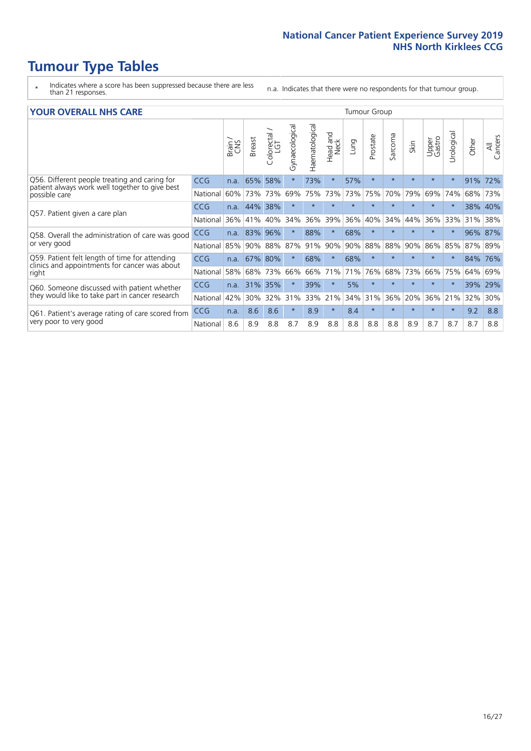# Tumour Type Tables

\* Indicates where a score has been suppressed because there are less than 21 responses.

n.a. Indicates that there were no respondents for that tumour group.

## YOUR OVERALL NHS CARE

| | | Brain / CNS | Breast | Colorectal / LGT | Gynaecological | Haematological | Head and Neck | Lung | Prostate | Sarcoma | Skin | Upper Gastro | Urological | Other | All Cancers |
|---|---|---|---|---|---|---|---|---|---|---|---|---|---|---|---|
| Q56. Different people treating and caring for patient always work well together to give best possible care | CCG | n.a. | 65% | 58% | * | 73% | * | 57% | * | * | * | * | * | 91% | 72% |
| | National | 60% | 73% | 73% | 69% | 75% | 73% | 73% | 75% | 70% | 79% | 69% | 74% | 68% | 73% |
| Q57. Patient given a care plan | CCG | n.a. | 44% | 38% | * | * | * | * | * | * | * | * | * | 38% | 40% |
| | National | 36% | 41% | 40% | 34% | 36% | 39% | 36% | 40% | 34% | 44% | 36% | 33% | 31% | 38% |
| Q58. Overall the administration of care was good or very good | CCG | n.a. | 83% | 96% | * | 88% | * | 68% | * | * | * | * | * | 96% | 87% |
| | National | 85% | 90% | 88% | 87% | 91% | 90% | 90% | 88% | 88% | 90% | 86% | 85% | 87% | 89% |
| Q59. Patient felt length of time for attending clinics and appointments for cancer was about right | CCG | n.a. | 67% | 80% | * | 68% | * | 68% | * | * | * | * | * | 84% | 76% |
| | National | 58% | 68% | 73% | 66% | 66% | 71% | 71% | 76% | 68% | 73% | 66% | 75% | 64% | 69% |
| Q60. Someone discussed with patient whether they would like to take part in cancer research | CCG | n.a. | 31% | 35% | * | 39% | * | 5% | * | * | * | * | * | 39% | 29% |
| | National | 42% | 30% | 32% | 31% | 33% | 21% | 34% | 31% | 36% | 20% | 36% | 21% | 32% | 30% |
| Q61. Patient's average rating of care scored from very poor to very good | CCG | n.a. | 8.6 | 8.6 | * | 8.9 | * | 8.4 | * | * | * | * | * | 9.2 | 8.8 |
| | National | 8.6 | 8.9 | 8.8 | 8.7 | 8.9 | 8.8 | 8.8 | 8.8 | 8.8 | 8.9 | 8.7 | 8.7 | 8.7 | 8.8 |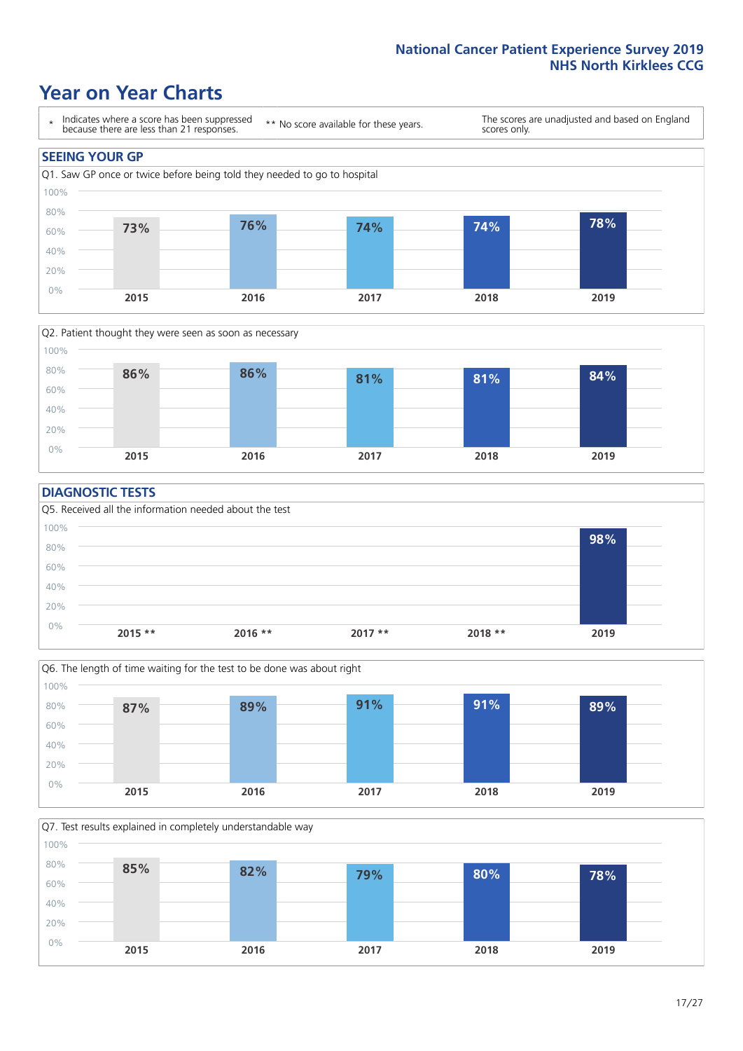# Year on Year Charts

| * Indicates where a score has been suppressed because there are less than 21 responses. | ** No score available for these years. | The scores are unadjusted and based on England scores only. |
|---|---|---|

## SEEING YOUR GP

Q1. Saw GP once or twice before being told they needed to go to hospital

| 2015 | 2016 | 2017 | 2018 | 2019 |
|---|---|---|---|---|
| 73% | 76% | 74% | 74% | 78% |

Q2. Patient thought they were seen as soon as necessary

| 2015 | 2016 | 2017 | 2018 | 2019 |
|---|---|---|---|---|
| 86% | 86% | 81% | 81% | 84% |

## DIAGNOSTIC TESTS

Q5. Received all the information needed about the test

| 2015 ** | 2016 ** | 2017 ** | 2018 ** | 2019 |
|---|---|---|---|---|
| | | | | 98% |

Q6. The length of time waiting for the test to be done was about right

| 2015 | 2016 | 2017 | 2018 | 2019 |
|---|---|---|---|---|
| 87% | 89% | 91% | 91% | 89% |

Q7. Test results explained in completely understandable way

| 2015 | 2016 | 2017 | 2018 | 2019 |
|---|---|---|---|---|
| 85% | 82% | 79% | 80% | 78% |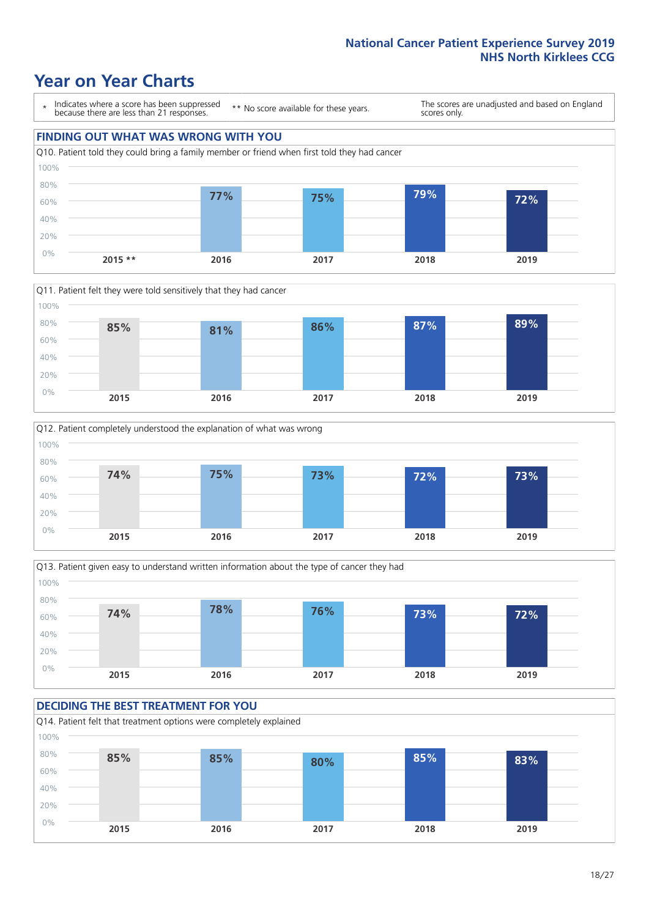National Cancer Patient Experience Survey 2019
NHS North Kirklees CCG

# Year on Year Charts

\* Indicates where a score has been suppressed because there are less than 21 responses.

** No score available for these years.

The scores are unadjusted and based on England scores only.

## FINDING OUT WHAT WAS WRONG WITH YOU

Q10. Patient told they could bring a family member or friend when first told they had cancer

| 2015 ** | 2016 | 2017 | 2018 | 2019 |
|---|---|---|---|---|
| | 77% | 75% | 79% | 72% |

Q11. Patient felt they were told sensitively that they had cancer

| 2015 | 2016 | 2017 | 2018 | 2019 |
|---|---|---|---|---|
| 85% | 81% | 86% | 87% | 89% |

Q12. Patient completely understood the explanation of what was wrong

| 2015 | 2016 | 2017 | 2018 | 2019 |
|---|---|---|---|---|
| 74% | 75% | 73% | 72% | 73% |

Q13. Patient given easy to understand written information about the type of cancer they had

| 2015 | 2016 | 2017 | 2018 | 2019 |
|---|---|---|---|---|
| 74% | 78% | 76% | 73% | 72% |

## DECIDING THE BEST TREATMENT FOR YOU

Q14. Patient felt that treatment options were completely explained

| 2015 | 2016 | 2017 | 2018 | 2019 |
|---|---|---|---|---|
| 85% | 85% | 80% | 85% | 83% |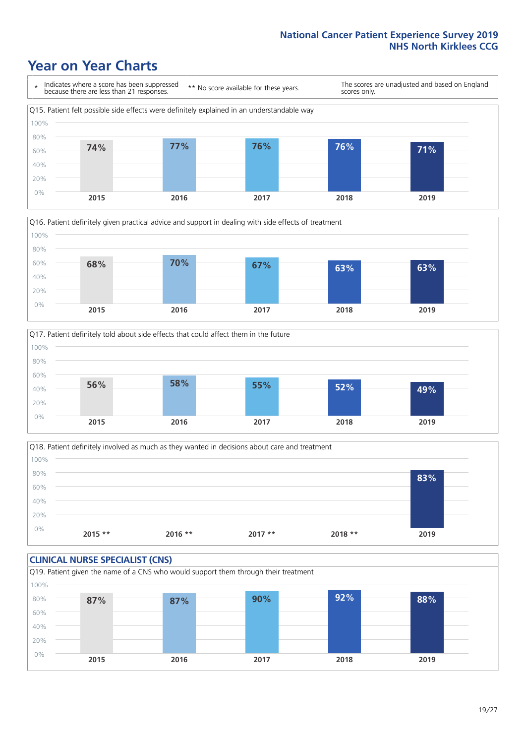# Year on Year Charts

\* Indicates where a score has been suppressed because there are less than 21 responses.

\*\* No score available for these years.

The scores are unadjusted and based on England scores only.

Q15. Patient felt possible side effects were definitely explained in an understandable way

| 2015 | 2016 | 2017 | 2018 | 2019 |
|---|---|---|---|---|
| 74% | 77% | 76% | 76% | 71% |

Q16. Patient definitely given practical advice and support in dealing with side effects of treatment

| 2015 | 2016 | 2017 | 2018 | 2019 |
|---|---|---|---|---|
| 68% | 70% | 67% | 63% | 63% |

Q17. Patient definitely told about side effects that could affect them in the future

| 2015 | 2016 | 2017 | 2018 | 2019 |
|---|---|---|---|---|
| 56% | 58% | 55% | 52% | 49% |

Q18. Patient definitely involved as much as they wanted in decisions about care and treatment

| 2015 ** | 2016 ** | 2017 ** | 2018 ** | 2019 |
|---|---|---|---|---|
| | | | | 83% |

## CLINICAL NURSE SPECIALIST (CNS)

Q19. Patient given the name of a CNS who would support them through their treatment

| 2015 | 2016 | 2017 | 2018 | 2019 |
|---|---|---|---|---|
| 87% | 87% | 90% | 92% | 88% |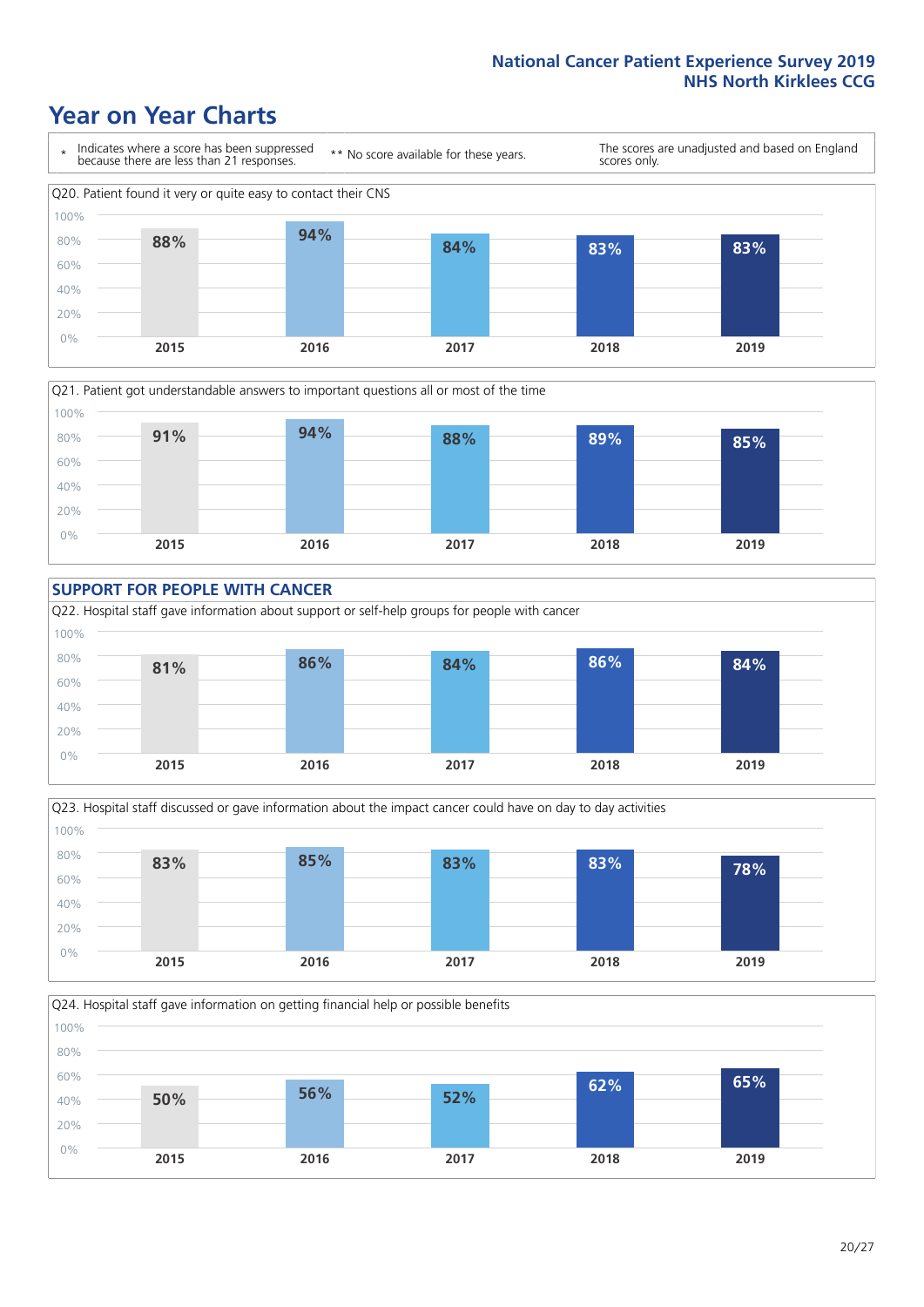# Year on Year Charts

\* Indicates where a score has been suppressed because there are less than 21 responses.

\*\* No score available for these years.

The scores are unadjusted and based on England scores only.

Q20. Patient found it very or quite easy to contact their CNS

| 2015 | 2016 | 2017 | 2018 | 2019 |
|---|---|---|---|---|
| 88% | 94% | 84% | 83% | 83% |

Q21. Patient got understandable answers to important questions all or most of the time

| 2015 | 2016 | 2017 | 2018 | 2019 |
|---|---|---|---|---|
| 91% | 94% | 88% | 89% | 85% |

## SUPPORT FOR PEOPLE WITH CANCER

Q22. Hospital staff gave information about support or self-help groups for people with cancer

| 2015 | 2016 | 2017 | 2018 | 2019 |
|---|---|---|---|---|
| 81% | 86% | 84% | 86% | 84% |

Q23. Hospital staff discussed or gave information about the impact cancer could have on day to day activities

| 2015 | 2016 | 2017 | 2018 | 2019 |
|---|---|---|---|---|
| 83% | 85% | 83% | 83% | 78% |

Q24. Hospital staff gave information on getting financial help or possible benefits

| 2015 | 2016 | 2017 | 2018 | 2019 |
|---|---|---|---|---|
| 50% | 56% | 52% | 62% | 65% |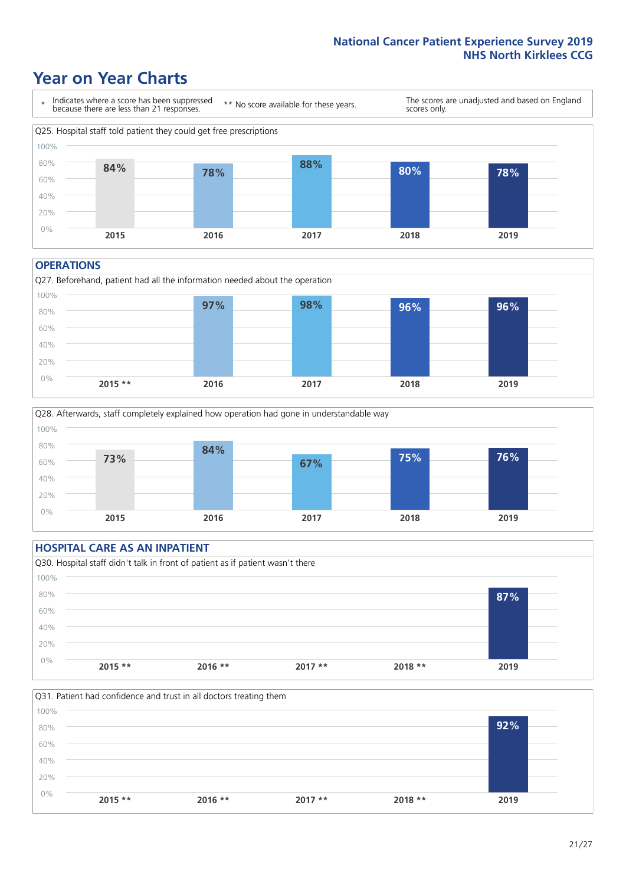# Year on Year Charts

\* Indicates where a score has been suppressed because there are less than 21 responses.

** No score available for these years.

The scores are unadjusted and based on England scores only.

Q25. Hospital staff told patient they could get free prescriptions

| 2015 | 2016 | 2017 | 2018 | 2019 |
|---|---|---|---|---|
| 84% | 78% | 88% | 80% | 78% |

## OPERATIONS

Q27. Beforehand, patient had all the information needed about the operation

| 2015 ** | 2016 | 2017 | 2018 | 2019 |
|---|---|---|---|---|
| | 97% | 98% | 96% | 96% |

Q28. Afterwards, staff completely explained how operation had gone in understandable way

| 2015 | 2016 | 2017 | 2018 | 2019 |
|---|---|---|---|---|
| 73% | 84% | 67% | 75% | 76% |

## HOSPITAL CARE AS AN INPATIENT

Q30. Hospital staff didn't talk in front of patient as if patient wasn't there

| 2015 ** | 2016 ** | 2017 ** | 2018 ** | 2019 |
|---|---|---|---|---|
| | | | | 87% |

Q31. Patient had confidence and trust in all doctors treating them

| 2015 ** | 2016 ** | 2017 ** | 2018 ** | 2019 |
|---|---|---|---|---|
| | | | | 92% |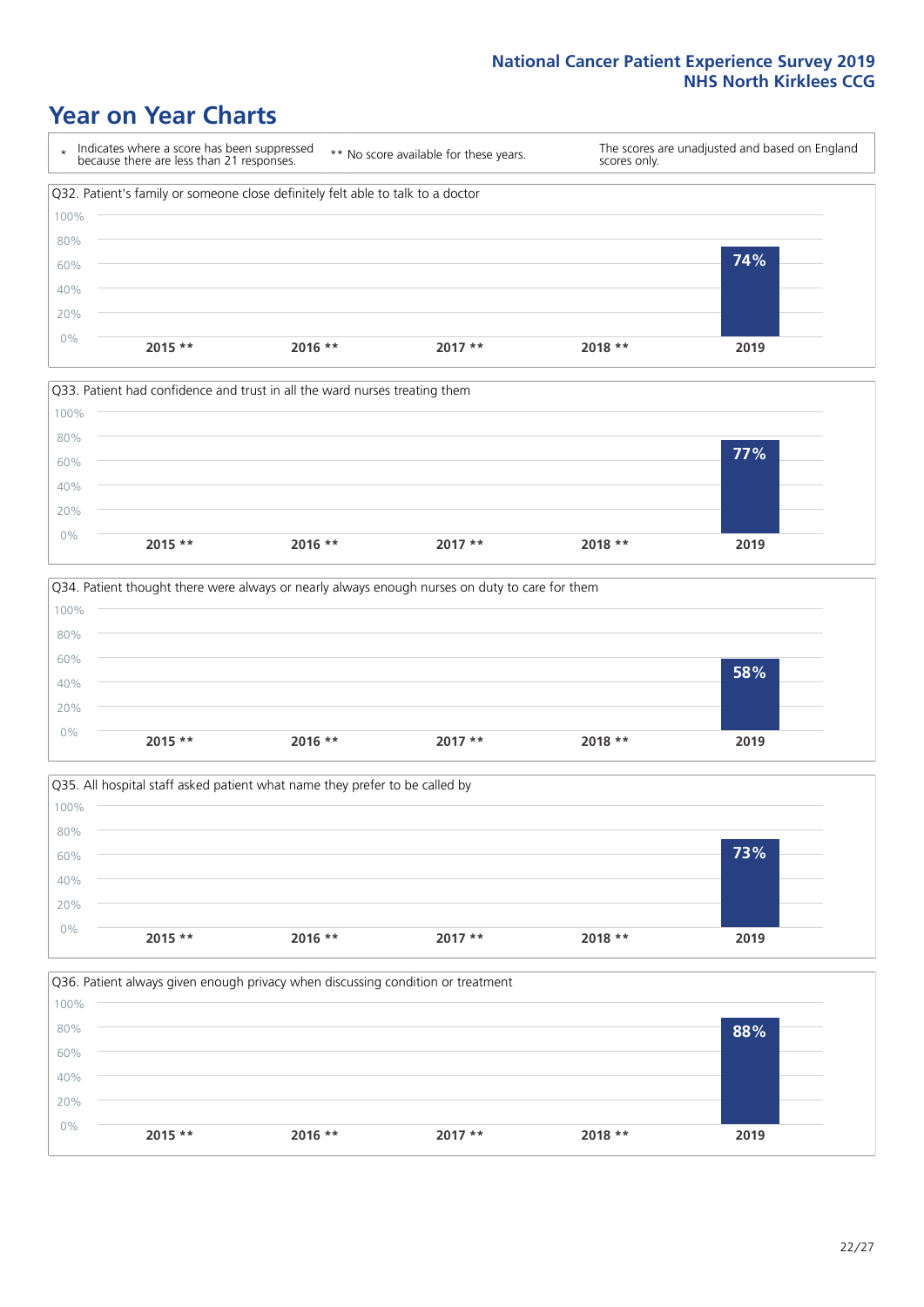# Year on Year Charts

\* Indicates where a score has been suppressed because there are less than 21 responses.

\*\* No score available for these years.

The scores are unadjusted and based on England scores only.

Q32. Patient's family or someone close definitely felt able to talk to a doctor

| 2015 ** | 2016 ** | 2017 ** | 2018 ** | 2019 |
|---|---|---|---|---|
| | | | | 74% |

Q33. Patient had confidence and trust in all the ward nurses treating them

| 2015 ** | 2016 ** | 2017 ** | 2018 ** | 2019 |
|---|---|---|---|---|
| | | | | 77% |

Q34. Patient thought there were always or nearly always enough nurses on duty to care for them

| 2015 ** | 2016 ** | 2017 ** | 2018 ** | 2019 |
|---|---|---|---|---|
| | | | | 58% |

Q35. All hospital staff asked patient what name they prefer to be called by

| 2015 ** | 2016 ** | 2017 ** | 2018 ** | 2019 |
|---|---|---|---|---|
| | | | | 73% |

Q36. Patient always given enough privacy when discussing condition or treatment

| 2015 ** | 2016 ** | 2017 ** | 2018 ** | 2019 |
|---|---|---|---|---|
| | | | | 88% |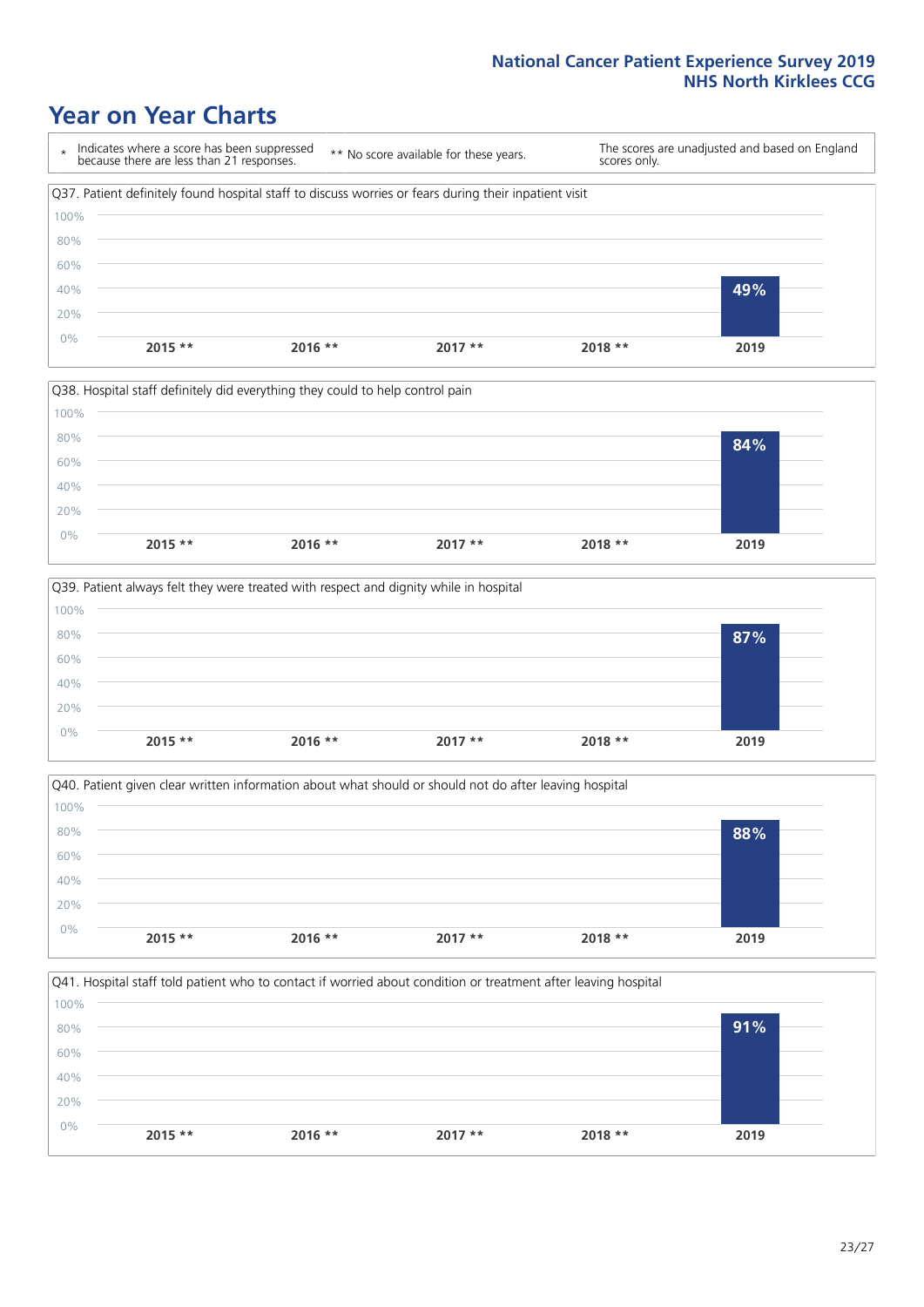# Year on Year Charts

\* Indicates where a score has been suppressed because there are less than 21 responses.

** No score available for these years.

The scores are unadjusted and based on England scores only.

Q37. Patient definitely found hospital staff to discuss worries or fears during their inpatient visit

| 2015 ** | 2016 ** | 2017 ** | 2018 ** | 2019 |
|---|---|---|---|---|
| | | | | 49% |

Q38. Hospital staff definitely did everything they could to help control pain

| 2015 ** | 2016 ** | 2017 ** | 2018 ** | 2019 |
|---|---|---|---|---|
| | | | | 84% |

Q39. Patient always felt they were treated with respect and dignity while in hospital

| 2015 ** | 2016 ** | 2017 ** | 2018 ** | 2019 |
|---|---|---|---|---|
| | | | | 87% |

Q40. Patient given clear written information about what should or should not do after leaving hospital

| 2015 ** | 2016 ** | 2017 ** | 2018 ** | 2019 |
|---|---|---|---|---|
| | | | | 88% |

Q41. Hospital staff told patient who to contact if worried about condition or treatment after leaving hospital

| 2015 ** | 2016 ** | 2017 ** | 2018 ** | 2019 |
|---|---|---|---|---|
| | | | | 91% |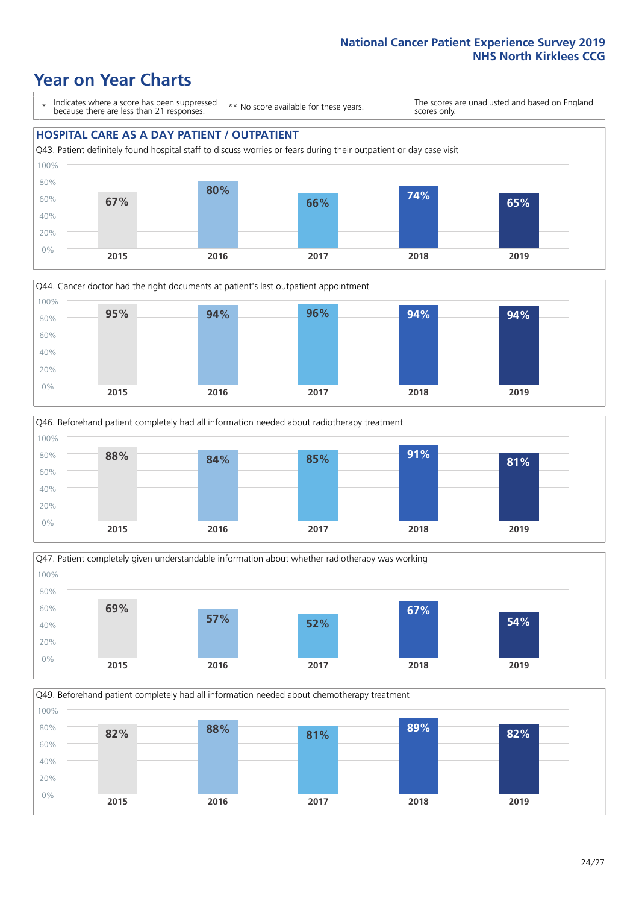# Year on Year Charts

\* Indicates where a score has been suppressed because there are less than 21 responses.

\*\* No score available for these years.

The scores are unadjusted and based on England scores only.

## HOSPITAL CARE AS A DAY PATIENT / OUTPATIENT

Q43. Patient definitely found hospital staff to discuss worries or fears during their outpatient or day case visit

| 2015 | 2016 | 2017 | 2018 | 2019 |
|---|---|---|---|---|
| 67% | 80% | 66% | 74% | 65% |

Q44. Cancer doctor had the right documents at patient's last outpatient appointment

| 2015 | 2016 | 2017 | 2018 | 2019 |
|---|---|---|---|---|
| 95% | 94% | 96% | 94% | 94% |

Q46. Beforehand patient completely had all information needed about radiotherapy treatment

| 2015 | 2016 | 2017 | 2018 | 2019 |
|---|---|---|---|---|
| 88% | 84% | 85% | 91% | 81% |

Q47. Patient completely given understandable information about whether radiotherapy was working

| 2015 | 2016 | 2017 | 2018 | 2019 |
|---|---|---|---|---|
| 69% | 57% | 52% | 67% | 54% |

Q49. Beforehand patient completely had all information needed about chemotherapy treatment

| 2015 | 2016 | 2017 | 2018 | 2019 |
|---|---|---|---|---|
| 82% | 88% | 81% | 89% | 82% |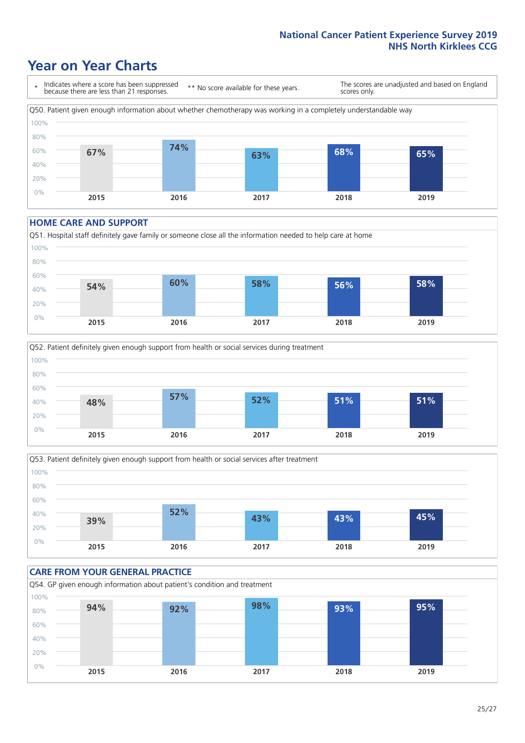# Year on Year Charts

\* Indicates where a score has been suppressed because there are less than 21 responses.

** No score available for these years.

The scores are unadjusted and based on England scores only.

Q50. Patient given enough information about whether chemotherapy was working in a completely understandable way

| 2015 | 2016 | 2017 | 2018 | 2019 |
|---|---|---|---|---|
| 67% | 74% | 63% | 68% | 65% |

## HOME CARE AND SUPPORT

Q51. Hospital staff definitely gave family or someone close all the information needed to help care at home

| 2015 | 2016 | 2017 | 2018 | 2019 |
|---|---|---|---|---|
| 54% | 60% | 58% | 56% | 58% |

Q52. Patient definitely given enough support from health or social services during treatment

| 2015 | 2016 | 2017 | 2018 | 2019 |
|---|---|---|---|---|
| 48% | 57% | 52% | 51% | 51% |

Q53. Patient definitely given enough support from health or social services after treatment

| 2015 | 2016 | 2017 | 2018 | 2019 |
|---|---|---|---|---|
| 39% | 52% | 43% | 43% | 45% |

## CARE FROM YOUR GENERAL PRACTICE

Q54. GP given enough information about patient's condition and treatment

| 2015 | 2016 | 2017 | 2018 | 2019 |
|---|---|---|---|---|
| 94% | 92% | 98% | 93% | 95% |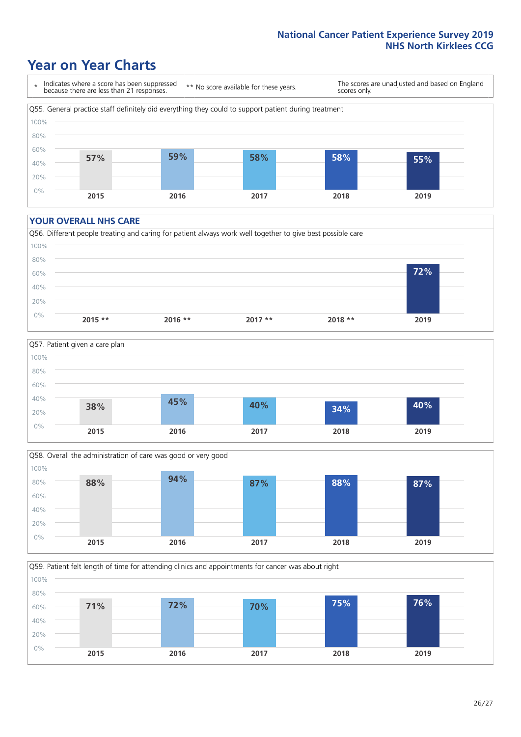National Cancer Patient Experience Survey 2019
NHS North Kirklees CCG

# Year on Year Charts

\* Indicates where a score has been suppressed because there are less than 21 responses. ** No score available for these years. The scores are unadjusted and based on England scores only.

Q55. General practice staff definitely did everything they could to support patient during treatment

| 2015 | 2016 | 2017 | 2018 | 2019 |
|---|---|---|---|---|
| 57% | 59% | 58% | 58% | 55% |

## YOUR OVERALL NHS CARE

Q56. Different people treating and caring for patient always work well together to give best possible care

| 2015 ** | 2016 ** | 2017 ** | 2018 ** | 2019 |
|---|---|---|---|---|
| | | | | 72% |

Q57. Patient given a care plan

| 2015 | 2016 | 2017 | 2018 | 2019 |
|---|---|---|---|---|
| 38% | 45% | 40% | 34% | 40% |

Q58. Overall the administration of care was good or very good

| 2015 | 2016 | 2017 | 2018 | 2019 |
|---|---|---|---|---|
| 88% | 94% | 87% | 88% | 87% |

Q59. Patient felt length of time for attending clinics and appointments for cancer was about right

| 2015 | 2016 | 2017 | 2018 | 2019 |
|---|---|---|---|---|
| 71% | 72% | 70% | 75% | 76% |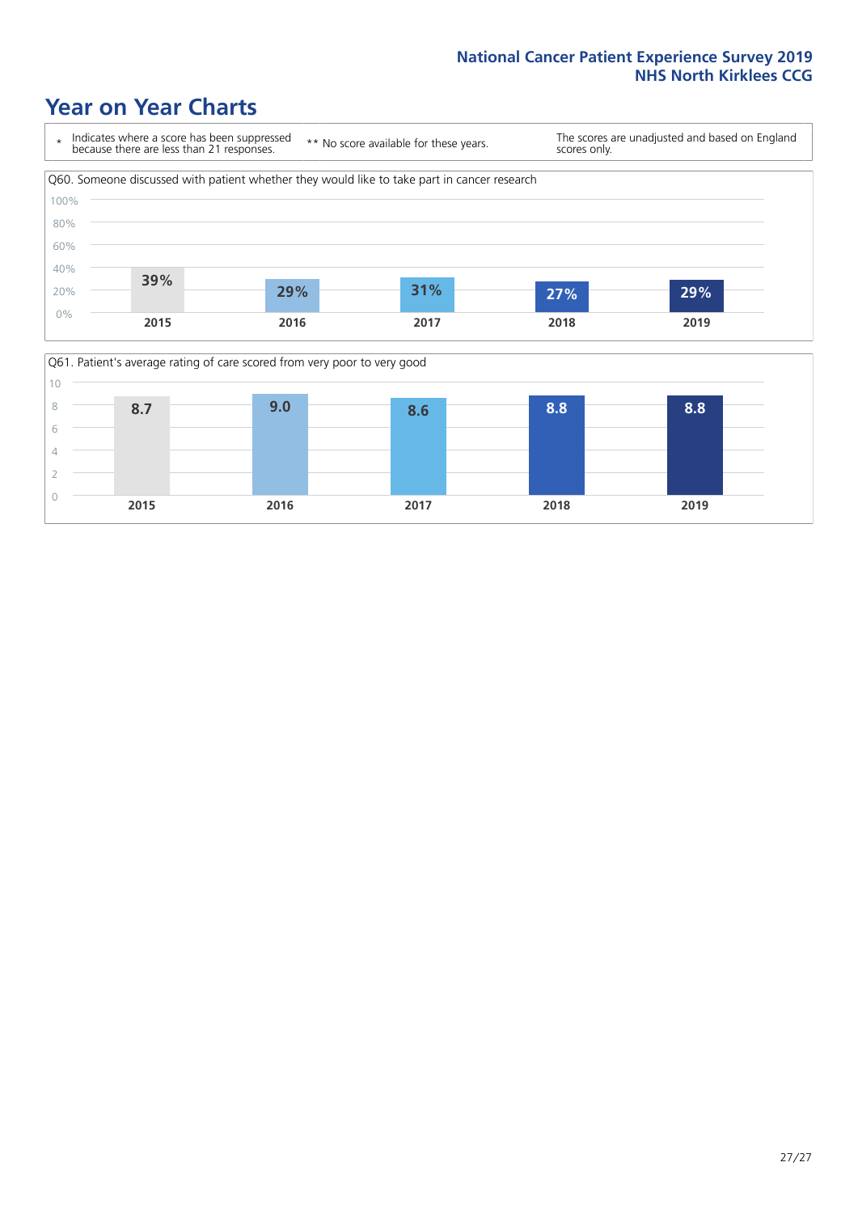# Year on Year Charts

\* Indicates where a score has been suppressed because there are less than 21 responses.

\*\* No score available for these years.

The scores are unadjusted and based on England scores only.

Q60. Someone discussed with patient whether they would like to take part in cancer research

100%
80%
60%
40%
20%
0%

39%
29%
31%
27%
29%

2015
2016
2017
2018
2019

Q61. Patient's average rating of care scored from very poor to very good

10
8
6
4
2
0

8.7
9.0
8.6
8.8
8.8

2015
2016
2017
2018
2019